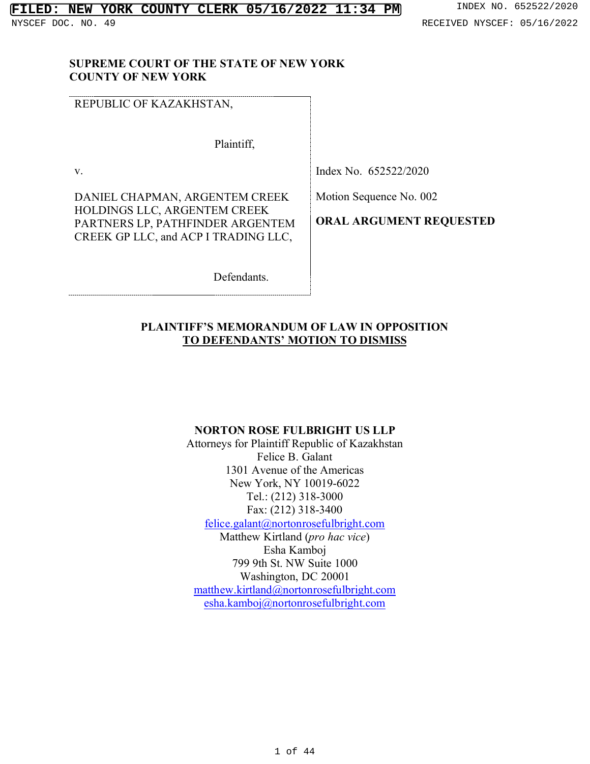**SUPREME COURT OF THE STATE OF NEW YORK**
**COUNTY OF NEW YORK**

| | |
|---|---|
| REPUBLIC OF KAZAKHSTAN,<br><br>Plaintiff,<br><br>v.<br><br>DANIEL CHAPMAN, ARGENTEM CREEK HOLDINGS LLC, ARGENTEM CREEK PARTNERS LP, PATHFINDER ARGENTEM CREEK GP LLC, and ACP I TRADING LLC,<br><br>Defendants. | Index No. 652522/2020<br><br>Motion Sequence No. 002<br><br>**ORAL ARGUMENT REQUESTED** |

**PLAINTIFF'S MEMORANDUM OF LAW IN OPPOSITION**
**TO DEFENDANTS' MOTION TO DISMISS**

**NORTON ROSE FULBRIGHT US LLP**
Attorneys for Plaintiff Republic of Kazakhstan
Felice B. Galant
1301 Avenue of the Americas
New York, NY 10019-6022
Tel.: (212) 318-3000
Fax: (212) 318-3400
felice.galant@nortonrosefulbright.com
Matthew Kirtland (*pro hac vice*)
Esha Kamboj
799 9th St. NW Suite 1000
Washington, DC 20001
matthew.kirtland@nortonrosefulbright.com
esha.kamboj@nortonrosefulbright.com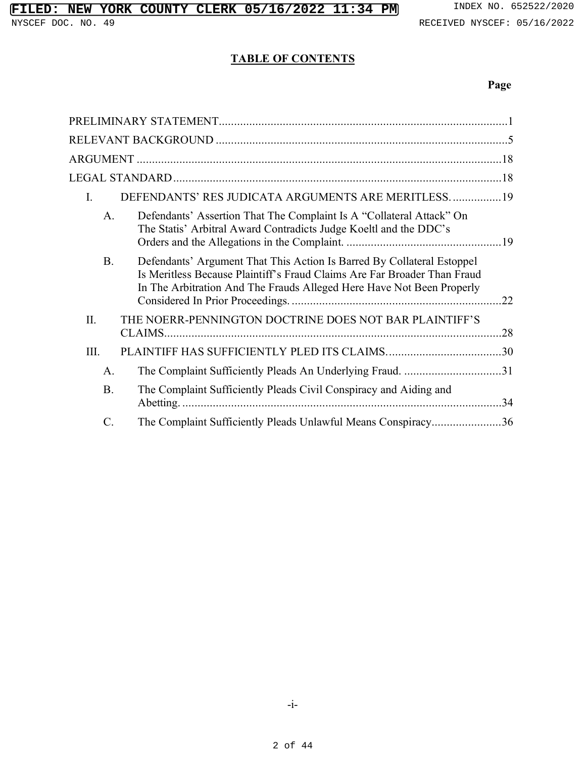# TABLE OF CONTENTS

**Page**

PRELIMINARY STATEMENT .......... 1

RELEVANT BACKGROUND .......... 5

ARGUMENT .......... 18

LEGAL STANDARD .......... 18

I. DEFENDANTS' RES JUDICATA ARGUMENTS ARE MERITLESS. .......... 19

  A. Defendants' Assertion That The Complaint Is A "Collateral Attack" On The Statis' Arbitral Award Contradicts Judge Koeltl and the DDC's Orders and the Allegations in the Complaint. .......... 19

  B. Defendants' Argument That This Action Is Barred By Collateral Estoppel Is Meritless Because Plaintiff's Fraud Claims Are Far Broader Than Fraud In The Arbitration And The Frauds Alleged Here Have Not Been Properly Considered In Prior Proceedings. .......... 22

II. THE NOERR-PENNINGTON DOCTRINE DOES NOT BAR PLAINTIFF'S CLAIMS. .......... 28

III. PLAINTIFF HAS SUFFICIENTLY PLED ITS CLAIMS. .......... 30

  A. The Complaint Sufficiently Pleads An Underlying Fraud. .......... 31

  B. The Complaint Sufficiently Pleads Civil Conspiracy and Aiding and Abetting. .......... 34

  C. The Complaint Sufficiently Pleads Unlawful Means Conspiracy .......... 36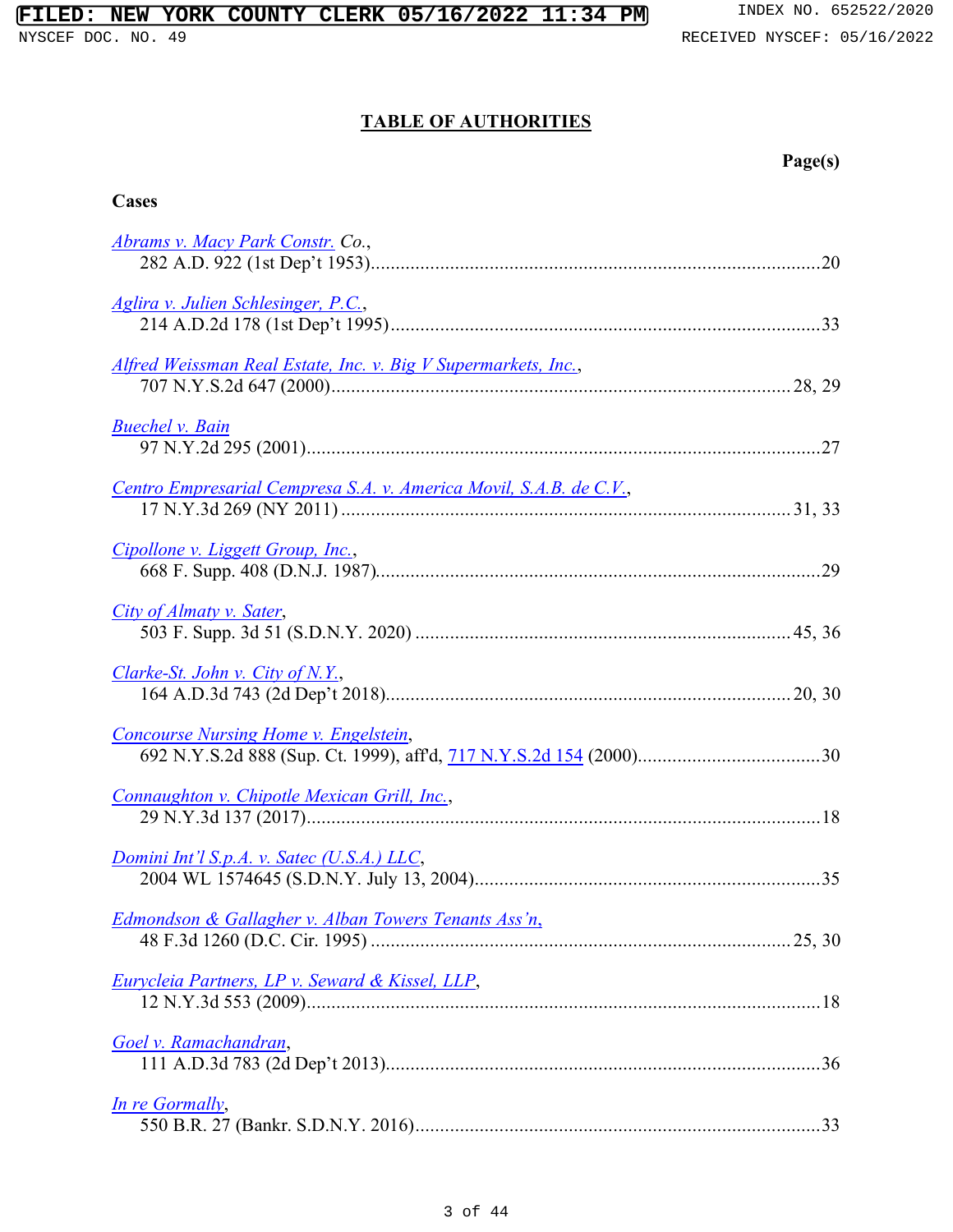## TABLE OF AUTHORITIES

**Page(s)**

**Cases**

*Abrams v. Macy Park Constr.* Co., 282 A.D. 922 (1st Dep't 1953)....................20

*Aglira v. Julien Schlesinger, P.C.*, 214 A.D.2d 178 (1st Dep't 1995)....................33

*Alfred Weissman Real Estate, Inc. v. Big V Supermarkets, Inc.*, 707 N.Y.S.2d 647 (2000)....................28, 29

*Buechel v. Bain* 97 N.Y.2d 295 (2001)....................27

*Centro Empresarial Cempresa S.A. v. America Movil, S.A.B. de C.V.*, 17 N.Y.3d 269 (NY 2011)....................31, 33

*Cipollone v. Liggett Group, Inc.*, 668 F. Supp. 408 (D.N.J. 1987)....................29

*City of Almaty v. Sater*, 503 F. Supp. 3d 51 (S.D.N.Y. 2020)....................45, 36

*Clarke-St. John v. City of N.Y.*, 164 A.D.3d 743 (2d Dep't 2018)....................20, 30

*Concourse Nursing Home v. Engelstein*, 692 N.Y.S.2d 888 (Sup. Ct. 1999), aff'd, 717 N.Y.S.2d 154 (2000)....................30

*Connaughton v. Chipotle Mexican Grill, Inc.*, 29 N.Y.3d 137 (2017)....................18

*Domini Int'l S.p.A. v. Satec (U.S.A.) LLC*, 2004 WL 1574645 (S.D.N.Y. July 13, 2004)....................35

*Edmondson & Gallagher v. Alban Towers Tenants Ass'n*, 48 F.3d 1260 (D.C. Cir. 1995)....................25, 30

*Eurycleia Partners, LP v. Seward & Kissel, LLP*, 12 N.Y.3d 553 (2009)....................18

*Goel v. Ramachandran*, 111 A.D.3d 783 (2d Dep't 2013)....................36

*In re Gormally*, 550 B.R. 27 (Bankr. S.D.N.Y. 2016)....................33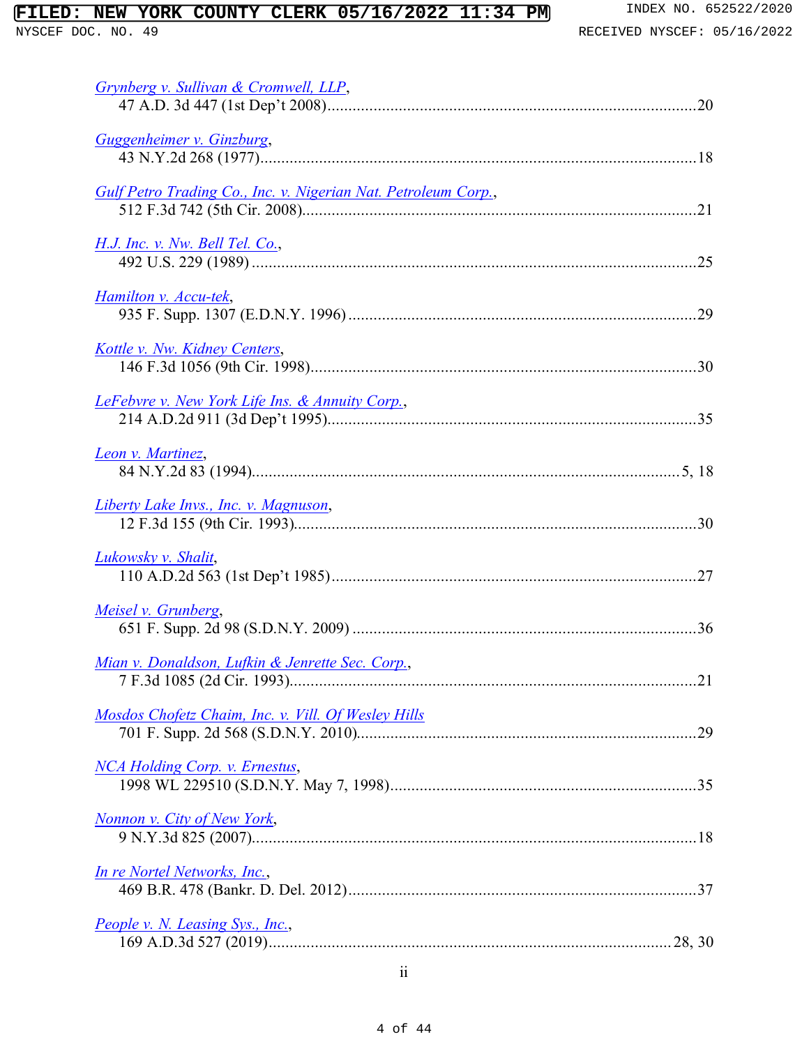*Grynberg v. Sullivan & Cromwell, LLP*,
47 A.D. 3d 447 (1st Dep't 2008)....................................................................................20

*Guggenheimer v. Ginzburg*,
43 N.Y.2d 268 (1977)....................................................................................................18

*Gulf Petro Trading Co., Inc. v. Nigerian Nat. Petroleum Corp.*,
512 F.3d 742 (5th Cir. 2008)..........................................................................................21

*H.J. Inc. v. Nw. Bell Tel. Co.*,
492 U.S. 229 (1989) .....................................................................................................25

*Hamilton v. Accu-tek*,
935 F. Supp. 1307 (E.D.N.Y. 1996) ...............................................................................29

*Kottle v. Nw. Kidney Centers*,
146 F.3d 1056 (9th Cir. 1998)........................................................................................30

*LeFebvre v. New York Life Ins. & Annuity Corp.*,
214 A.D.2d 911 (3d Dep't 1995)....................................................................................35

*Leon v. Martinez*,
84 N.Y.2d 83 (1994)..................................................................................................5, 18

*Liberty Lake Invs., Inc. v. Magnuson*,
12 F.3d 155 (9th Cir. 1993)............................................................................................30

*Lukowsky v. Shalit*,
110 A.D.2d 563 (1st Dep't 1985)...................................................................................27

*Meisel v. Grunberg*,
651 F. Supp. 2d 98 (S.D.N.Y. 2009) ..............................................................................36

*Mian v. Donaldson, Lufkin & Jenrette Sec. Corp.*,
7 F.3d 1085 (2d Cir. 1993).............................................................................................21

*Mosdos Chofetz Chaim, Inc. v. Vill. Of Wesley Hills*
701 F. Supp. 2d 568 (S.D.N.Y. 2010).............................................................................29

*NCA Holding Corp. v. Ernestus*,
1998 WL 229510 (S.D.N.Y. May 7, 1998).....................................................................35

*Nonnon v. City of New York*,
9 N.Y.3d 825 (2007).......................................................................................................18

*In re Nortel Networks, Inc.*,
469 B.R. 478 (Bankr. D. Del. 2012)...............................................................................37

*People v. N. Leasing Sys., Inc.*,
169 A.D.3d 527 (2019).............................................................................................28, 30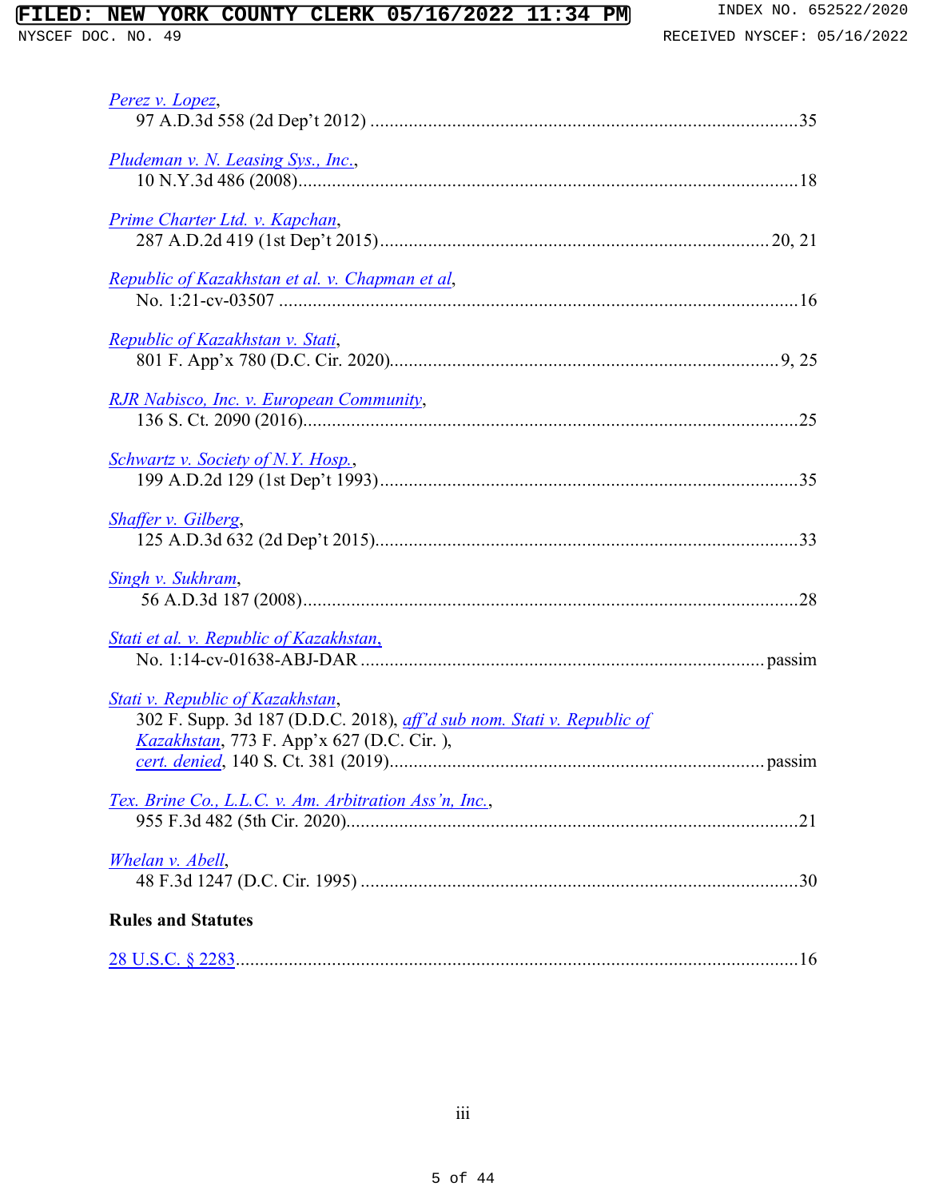*Perez v. Lopez*,
97 A.D.3d 558 (2d Dep't 2012) ........................................................................................35

*Pludeman v. N. Leasing Sys., Inc.*,
10 N.Y.3d 486 (2008).......................................................................................................18

*Prime Charter Ltd. v. Kapchan*,
287 A.D.2d 419 (1st Dep't 2015)................................................................................20, 21

*Republic of Kazakhstan et al. v. Chapman et al*,
No. 1:21-cv-03507 ...........................................................................................................16

*Republic of Kazakhstan v. Stati*,
801 F. App'x 780 (D.C. Cir. 2020).................................................................................9, 25

*RJR Nabisco, Inc. v. European Community*,
136 S. Ct. 2090 (2016).......................................................................................................25

*Schwartz v. Society of N.Y. Hosp.*,
199 A.D.2d 129 (1st Dep't 1993)......................................................................................35

*Shaffer v. Gilberg*,
125 A.D.3d 632 (2d Dep't 2015).......................................................................................33

*Singh v. Sukhram*,
56 A.D.3d 187 (2008).......................................................................................................28

*Stati et al. v. Republic of Kazakhstan*,
No. 1:14-cv-01638-ABJ-DAR ................................................................................... passim

*Stati v. Republic of Kazakhstan*,
302 F. Supp. 3d 187 (D.D.C. 2018), *aff'd sub nom. Stati v. Republic of Kazakhstan*, 773 F. App'x 627 (D.C. Cir. ),
*cert. denied*, 140 S. Ct. 381 (2019)............................................................................. passim

*Tex. Brine Co., L.L.C. v. Am. Arbitration Ass'n, Inc.*,
955 F.3d 482 (5th Cir. 2020).............................................................................................21

*Whelan v. Abell*,
48 F.3d 1247 (D.C. Cir. 1995) ..........................................................................................30

**Rules and Statutes**

28 U.S.C. § 2283....................................................................................................................16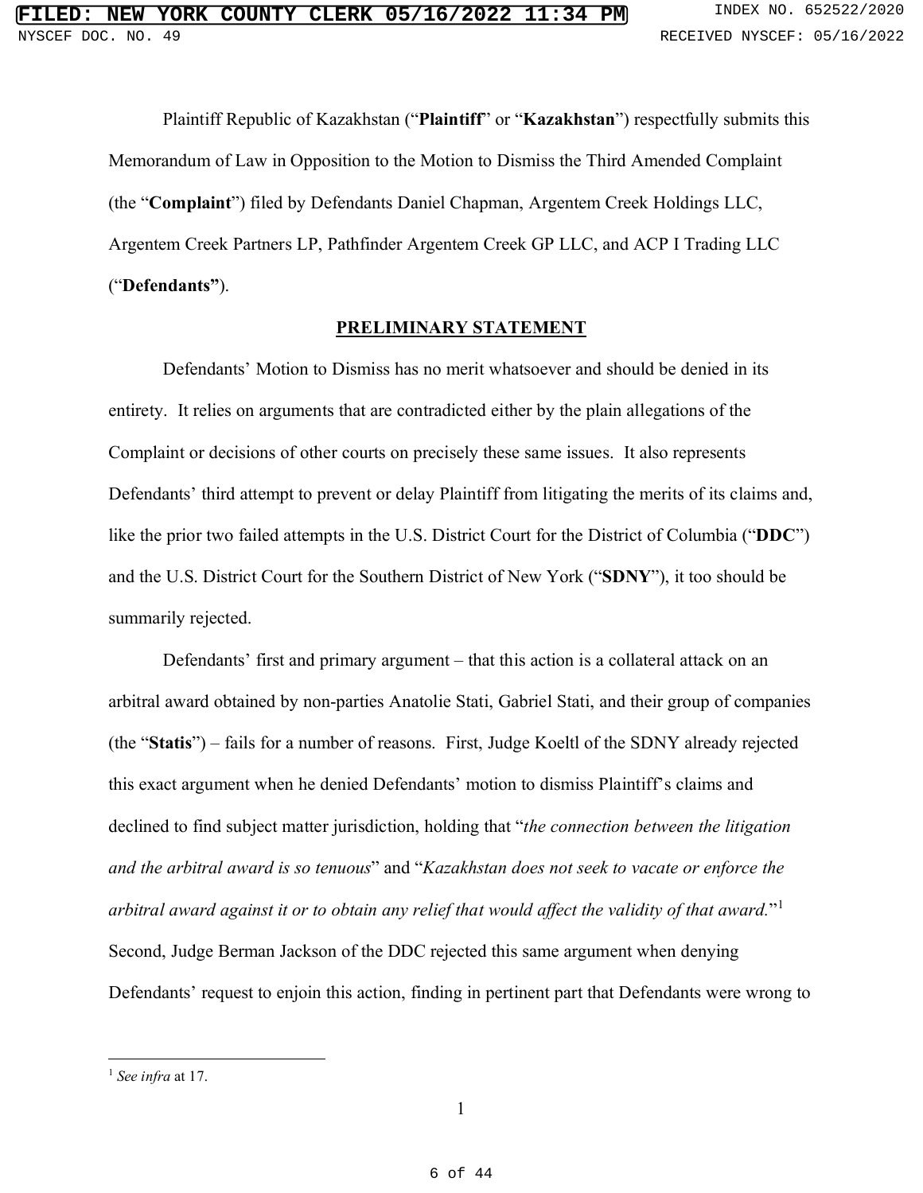Plaintiff Republic of Kazakhstan ("**Plaintiff**" or "**Kazakhstan**") respectfully submits this Memorandum of Law in Opposition to the Motion to Dismiss the Third Amended Complaint (the "**Complaint**") filed by Defendants Daniel Chapman, Argentem Creek Holdings LLC, Argentem Creek Partners LP, Pathfinder Argentem Creek GP LLC, and ACP I Trading LLC ("**Defendants**").

## PRELIMINARY STATEMENT

Defendants' Motion to Dismiss has no merit whatsoever and should be denied in its entirety. It relies on arguments that are contradicted either by the plain allegations of the Complaint or decisions of other courts on precisely these same issues. It also represents Defendants' third attempt to prevent or delay Plaintiff from litigating the merits of its claims and, like the prior two failed attempts in the U.S. District Court for the District of Columbia ("**DDC**") and the U.S. District Court for the Southern District of New York ("**SDNY**"), it too should be summarily rejected.

Defendants' first and primary argument – that this action is a collateral attack on an arbitral award obtained by non-parties Anatolie Stati, Gabriel Stati, and their group of companies (the "**Statis**") – fails for a number of reasons. First, Judge Koeltl of the SDNY already rejected this exact argument when he denied Defendants' motion to dismiss Plaintiff's claims and declined to find subject matter jurisdiction, holding that "*the connection between the litigation and the arbitral award is so tenuous*" and "*Kazakhstan does not seek to vacate or enforce the arbitral award against it or to obtain any relief that would affect the validity of that award.*"[1] Second, Judge Berman Jackson of the DDC rejected this same argument when denying Defendants' request to enjoin this action, finding in pertinent part that Defendants were wrong to

---

[1] *See infra* at 17.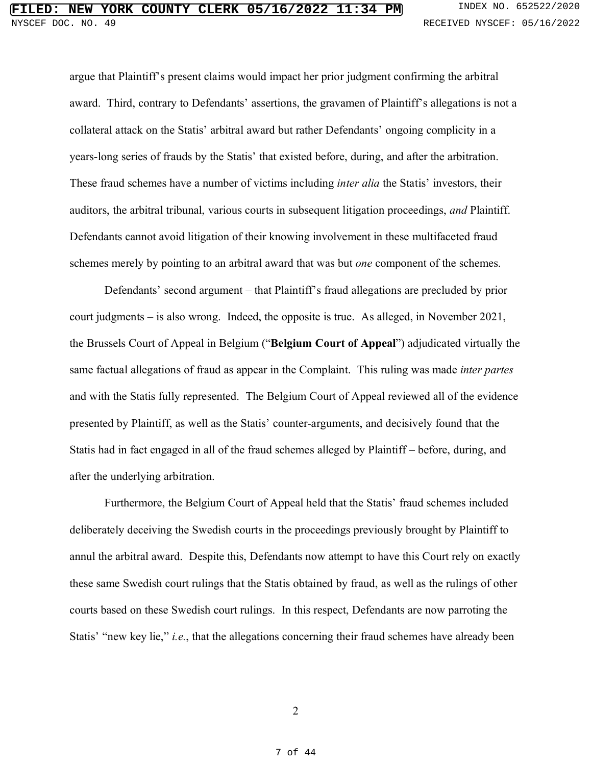argue that Plaintiff's present claims would impact her prior judgment confirming the arbitral award. Third, contrary to Defendants' assertions, the gravamen of Plaintiff's allegations is not a collateral attack on the Statis' arbitral award but rather Defendants' ongoing complicity in a years-long series of frauds by the Statis' that existed before, during, and after the arbitration. These fraud schemes have a number of victims including *inter alia* the Statis' investors, their auditors, the arbitral tribunal, various courts in subsequent litigation proceedings, *and* Plaintiff. Defendants cannot avoid litigation of their knowing involvement in these multifaceted fraud schemes merely by pointing to an arbitral award that was but *one* component of the schemes.

Defendants' second argument – that Plaintiff's fraud allegations are precluded by prior court judgments – is also wrong. Indeed, the opposite is true. As alleged, in November 2021, the Brussels Court of Appeal in Belgium ("**Belgium Court of Appeal**") adjudicated virtually the same factual allegations of fraud as appear in the Complaint. This ruling was made *inter partes* and with the Statis fully represented. The Belgium Court of Appeal reviewed all of the evidence presented by Plaintiff, as well as the Statis' counter-arguments, and decisively found that the Statis had in fact engaged in all of the fraud schemes alleged by Plaintiff – before, during, and after the underlying arbitration.

Furthermore, the Belgium Court of Appeal held that the Statis' fraud schemes included deliberately deceiving the Swedish courts in the proceedings previously brought by Plaintiff to annul the arbitral award. Despite this, Defendants now attempt to have this Court rely on exactly these same Swedish court rulings that the Statis obtained by fraud, as well as the rulings of other courts based on these Swedish court rulings. In this respect, Defendants are now parroting the Statis' "new key lie," *i.e.*, that the allegations concerning their fraud schemes have already been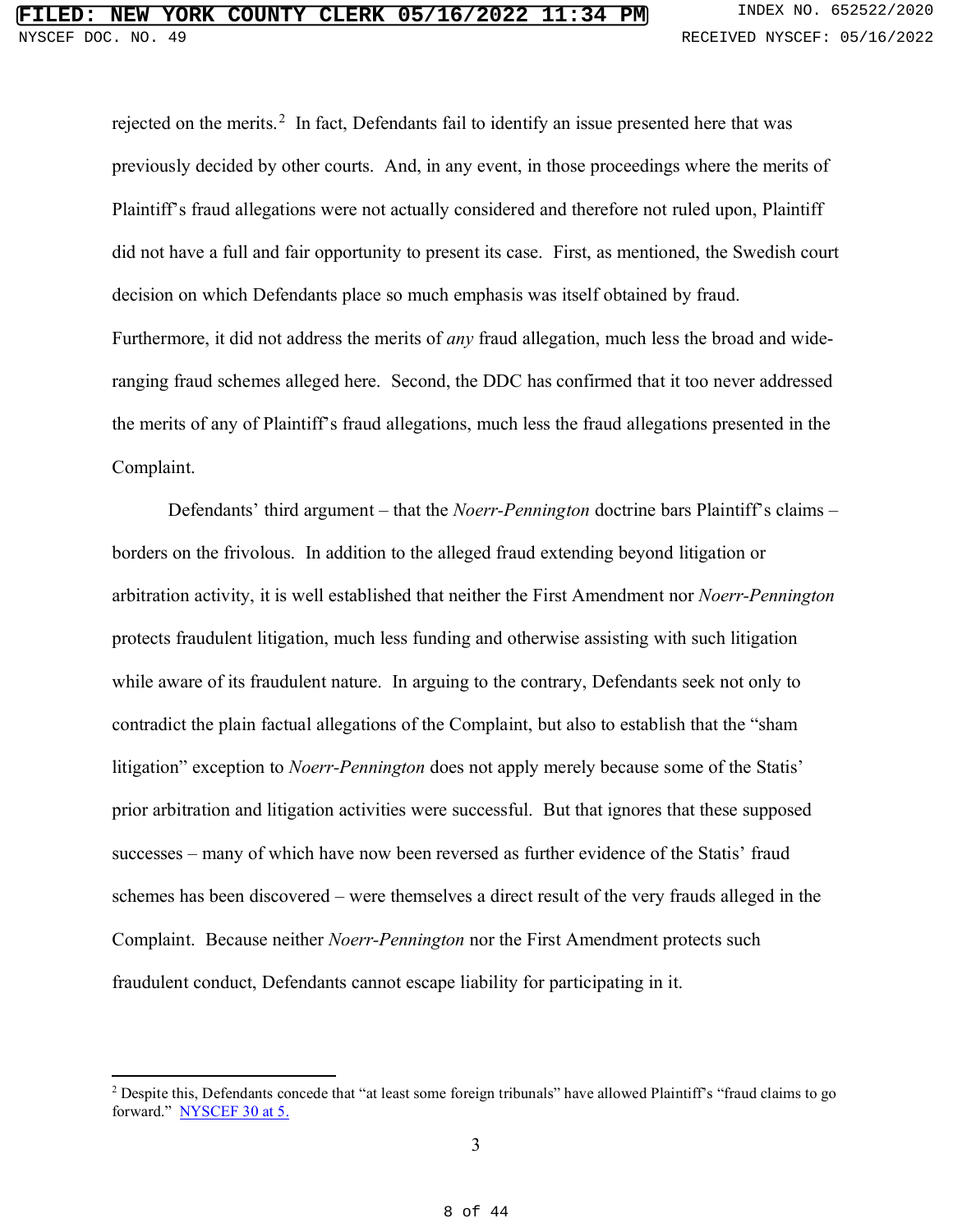rejected on the merits.[2] In fact, Defendants fail to identify an issue presented here that was previously decided by other courts. And, in any event, in those proceedings where the merits of Plaintiff's fraud allegations were not actually considered and therefore not ruled upon, Plaintiff did not have a full and fair opportunity to present its case. First, as mentioned, the Swedish court decision on which Defendants place so much emphasis was itself obtained by fraud. Furthermore, it did not address the merits of *any* fraud allegation, much less the broad and wide-ranging fraud schemes alleged here. Second, the DDC has confirmed that it too never addressed the merits of any of Plaintiff's fraud allegations, much less the fraud allegations presented in the Complaint.

Defendants' third argument – that the *Noerr-Pennington* doctrine bars Plaintiff's claims – borders on the frivolous. In addition to the alleged fraud extending beyond litigation or arbitration activity, it is well established that neither the First Amendment nor *Noerr-Pennington* protects fraudulent litigation, much less funding and otherwise assisting with such litigation while aware of its fraudulent nature. In arguing to the contrary, Defendants seek not only to contradict the plain factual allegations of the Complaint, but also to establish that the "sham litigation" exception to *Noerr-Pennington* does not apply merely because some of the Statis' prior arbitration and litigation activities were successful. But that ignores that these supposed successes – many of which have now been reversed as further evidence of the Statis' fraud schemes has been discovered – were themselves a direct result of the very frauds alleged in the Complaint. Because neither *Noerr-Pennington* nor the First Amendment protects such fraudulent conduct, Defendants cannot escape liability for participating in it.

---

[2] Despite this, Defendants concede that "at least some foreign tribunals" have allowed Plaintiff's "fraud claims to go forward." [NYSCEF 30 at 5.](NYSCEF 30 at 5.)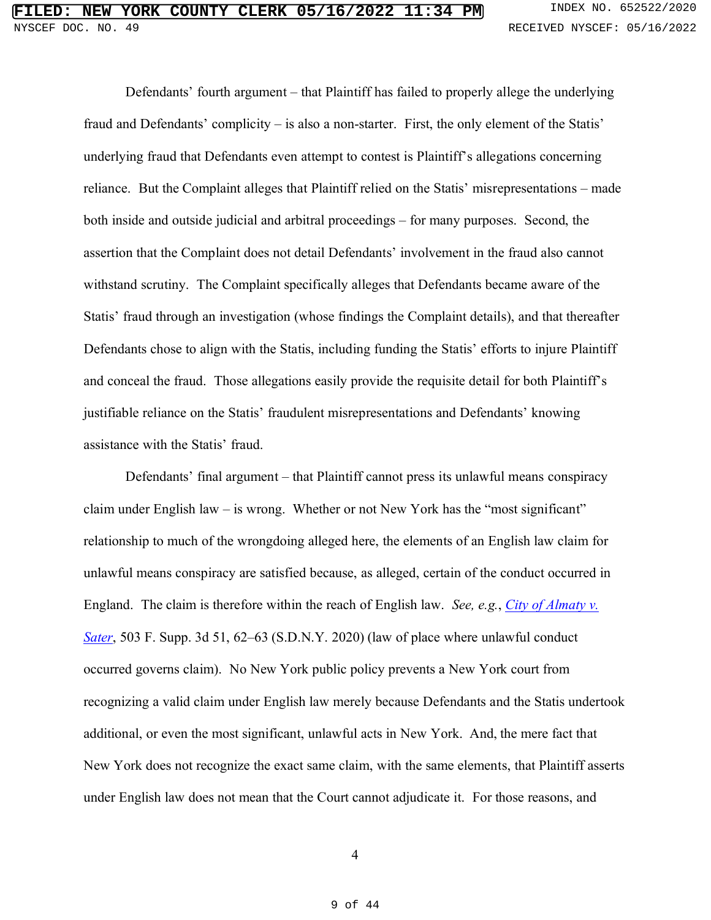Defendants' fourth argument – that Plaintiff has failed to properly allege the underlying fraud and Defendants' complicity – is also a non-starter. First, the only element of the Statis' underlying fraud that Defendants even attempt to contest is Plaintiff's allegations concerning reliance. But the Complaint alleges that Plaintiff relied on the Statis' misrepresentations – made both inside and outside judicial and arbitral proceedings – for many purposes. Second, the assertion that the Complaint does not detail Defendants' involvement in the fraud also cannot withstand scrutiny. The Complaint specifically alleges that Defendants became aware of the Statis' fraud through an investigation (whose findings the Complaint details), and that thereafter Defendants chose to align with the Statis, including funding the Statis' efforts to injure Plaintiff and conceal the fraud. Those allegations easily provide the requisite detail for both Plaintiff's justifiable reliance on the Statis' fraudulent misrepresentations and Defendants' knowing assistance with the Statis' fraud.

Defendants' final argument – that Plaintiff cannot press its unlawful means conspiracy claim under English law – is wrong. Whether or not New York has the "most significant" relationship to much of the wrongdoing alleged here, the elements of an English law claim for unlawful means conspiracy are satisfied because, as alleged, certain of the conduct occurred in England. The claim is therefore within the reach of English law. *See, e.g.*, *City of Almaty v. Sater*, 503 F. Supp. 3d 51, 62–63 (S.D.N.Y. 2020) (law of place where unlawful conduct occurred governs claim). No New York public policy prevents a New York court from recognizing a valid claim under English law merely because Defendants and the Statis undertook additional, or even the most significant, unlawful acts in New York. And, the mere fact that New York does not recognize the exact same claim, with the same elements, that Plaintiff asserts under English law does not mean that the Court cannot adjudicate it. For those reasons, and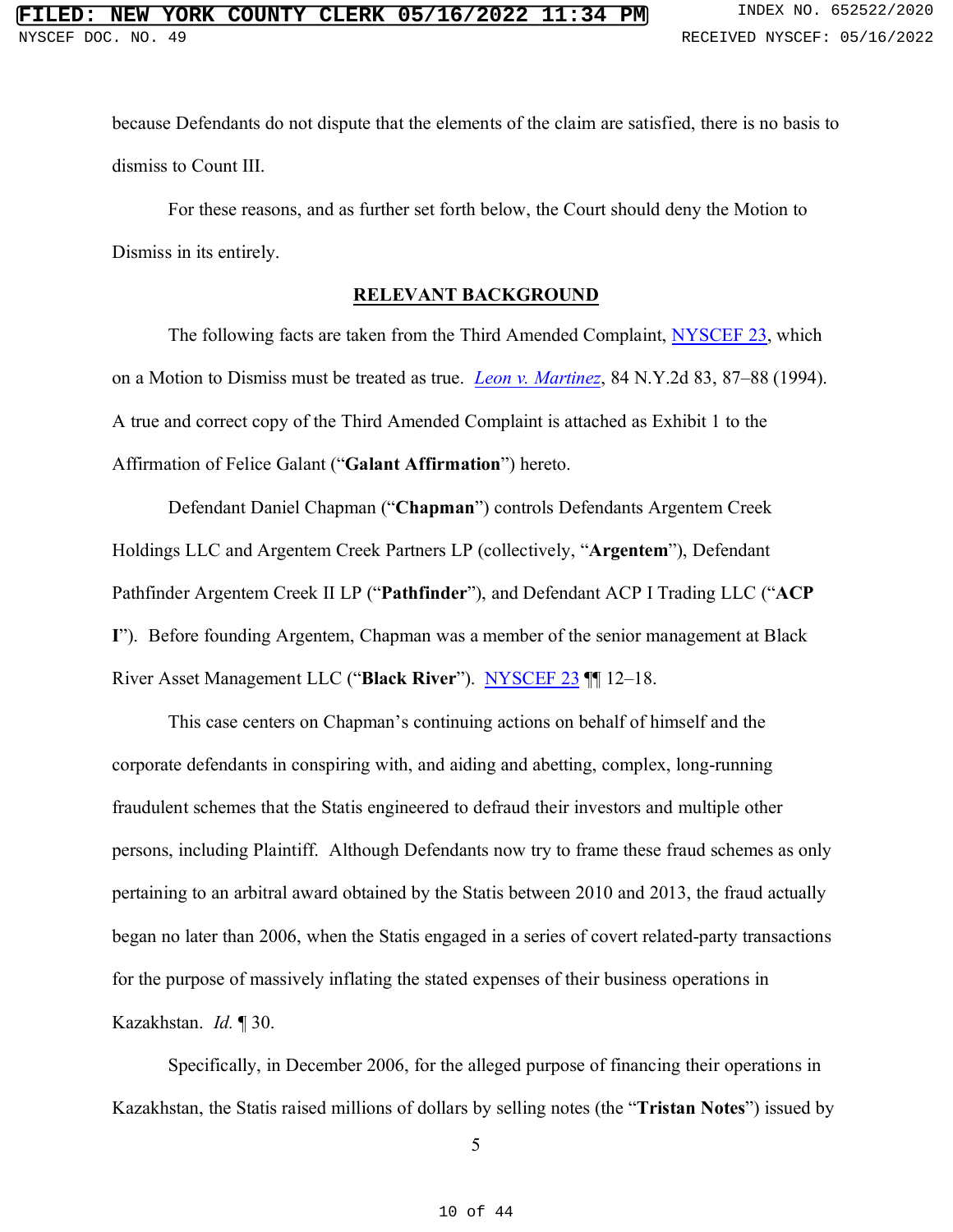because Defendants do not dispute that the elements of the claim are satisfied, there is no basis to dismiss to Count III.

For these reasons, and as further set forth below, the Court should deny the Motion to Dismiss in its entirely.

## RELEVANT BACKGROUND

The following facts are taken from the Third Amended Complaint, NYSCEF 23, which on a Motion to Dismiss must be treated as true. *Leon v. Martinez*, 84 N.Y.2d 83, 87–88 (1994). A true and correct copy of the Third Amended Complaint is attached as Exhibit 1 to the Affirmation of Felice Galant ("**Galant Affirmation**") hereto.

Defendant Daniel Chapman ("**Chapman**") controls Defendants Argentem Creek Holdings LLC and Argentem Creek Partners LP (collectively, "**Argentem**"), Defendant Pathfinder Argentem Creek II LP ("**Pathfinder**"), and Defendant ACP I Trading LLC ("**ACP I**"). Before founding Argentem, Chapman was a member of the senior management at Black River Asset Management LLC ("**Black River**"). NYSCEF 23 ¶¶ 12–18.

This case centers on Chapman's continuing actions on behalf of himself and the corporate defendants in conspiring with, and aiding and abetting, complex, long-running fraudulent schemes that the Statis engineered to defraud their investors and multiple other persons, including Plaintiff. Although Defendants now try to frame these fraud schemes as only pertaining to an arbitral award obtained by the Statis between 2010 and 2013, the fraud actually began no later than 2006, when the Statis engaged in a series of covert related-party transactions for the purpose of massively inflating the stated expenses of their business operations in Kazakhstan. *Id.* ¶ 30.

Specifically, in December 2006, for the alleged purpose of financing their operations in Kazakhstan, the Statis raised millions of dollars by selling notes (the "**Tristan Notes**") issued by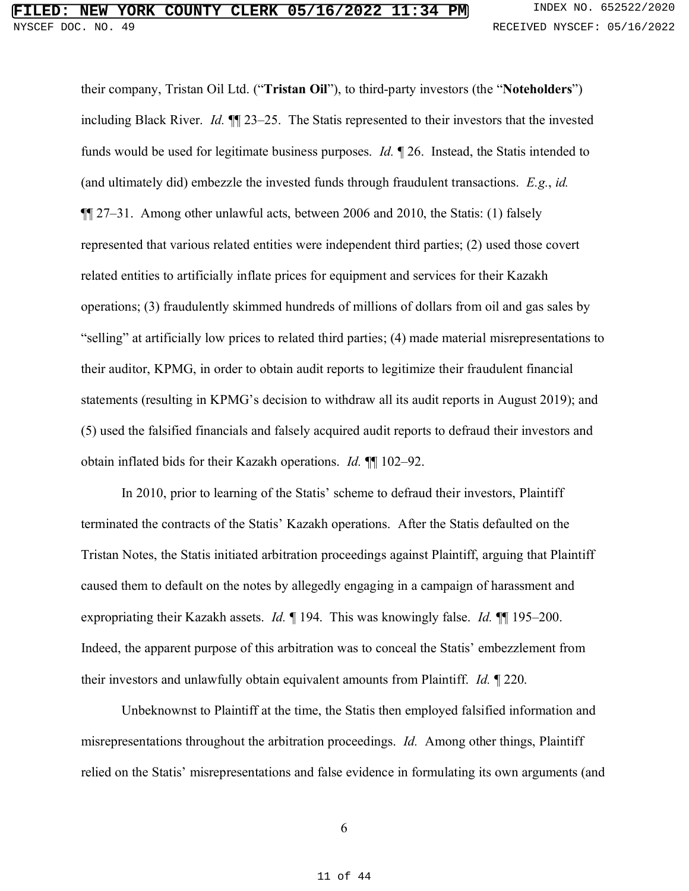their company, Tristan Oil Ltd. ("**Tristan Oil**"), to third-party investors (the "**Noteholders**") including Black River. *Id.* ¶¶ 23–25. The Statis represented to their investors that the invested funds would be used for legitimate business purposes. *Id.* ¶ 26. Instead, the Statis intended to (and ultimately did) embezzle the invested funds through fraudulent transactions. *E.g.*, *id.* ¶¶ 27–31. Among other unlawful acts, between 2006 and 2010, the Statis: (1) falsely represented that various related entities were independent third parties; (2) used those covert related entities to artificially inflate prices for equipment and services for their Kazakh operations; (3) fraudulently skimmed hundreds of millions of dollars from oil and gas sales by "selling" at artificially low prices to related third parties; (4) made material misrepresentations to their auditor, KPMG, in order to obtain audit reports to legitimize their fraudulent financial statements (resulting in KPMG's decision to withdraw all its audit reports in August 2019); and (5) used the falsified financials and falsely acquired audit reports to defraud their investors and obtain inflated bids for their Kazakh operations. *Id.* ¶¶ 102–92.

In 2010, prior to learning of the Statis' scheme to defraud their investors, Plaintiff terminated the contracts of the Statis' Kazakh operations. After the Statis defaulted on the Tristan Notes, the Statis initiated arbitration proceedings against Plaintiff, arguing that Plaintiff caused them to default on the notes by allegedly engaging in a campaign of harassment and expropriating their Kazakh assets. *Id.* ¶ 194. This was knowingly false. *Id.* ¶¶ 195–200. Indeed, the apparent purpose of this arbitration was to conceal the Statis' embezzlement from their investors and unlawfully obtain equivalent amounts from Plaintiff. *Id.* ¶ 220.

Unbeknownst to Plaintiff at the time, the Statis then employed falsified information and misrepresentations throughout the arbitration proceedings. *Id.* Among other things, Plaintiff relied on the Statis' misrepresentations and false evidence in formulating its own arguments (and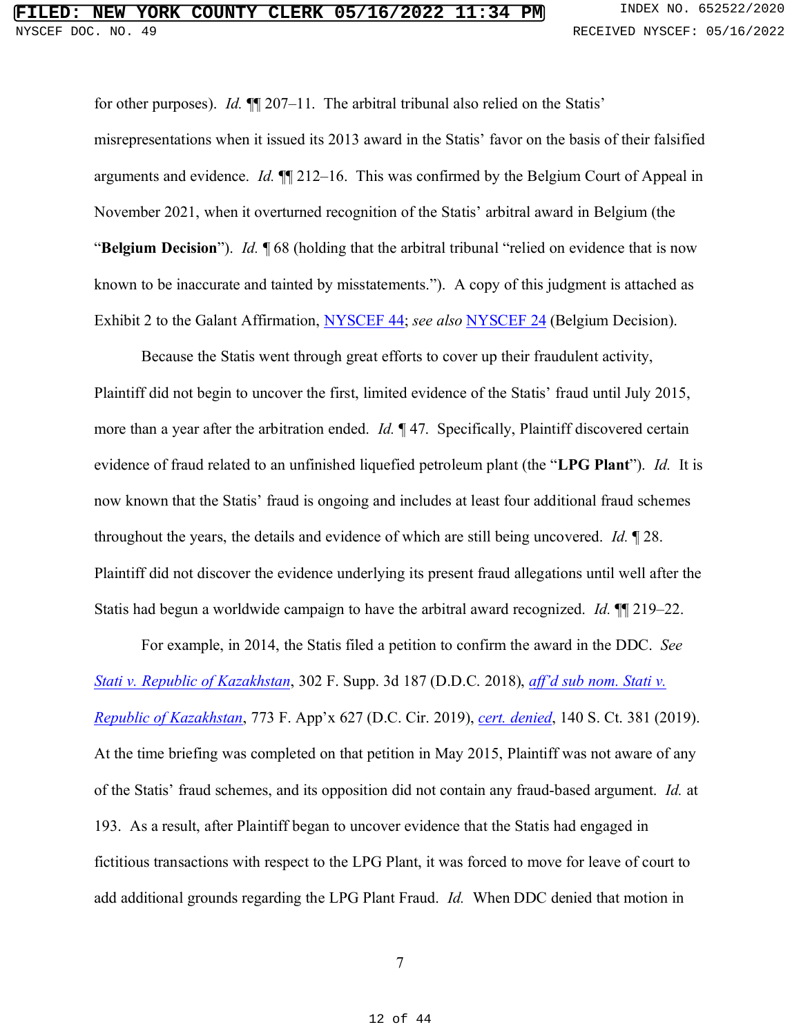for other purposes). *Id.* ¶¶ 207–11. The arbitral tribunal also relied on the Statis' misrepresentations when it issued its 2013 award in the Statis' favor on the basis of their falsified arguments and evidence. *Id.* ¶¶ 212–16. This was confirmed by the Belgium Court of Appeal in November 2021, when it overturned recognition of the Statis' arbitral award in Belgium (the "**Belgium Decision**"). *Id.* ¶ 68 (holding that the arbitral tribunal "relied on evidence that is now known to be inaccurate and tainted by misstatements."). A copy of this judgment is attached as Exhibit 2 to the Galant Affirmation, NYSCEF 44; *see also* NYSCEF 24 (Belgium Decision).

Because the Statis went through great efforts to cover up their fraudulent activity, Plaintiff did not begin to uncover the first, limited evidence of the Statis' fraud until July 2015, more than a year after the arbitration ended. *Id.* ¶ 47. Specifically, Plaintiff discovered certain evidence of fraud related to an unfinished liquefied petroleum plant (the "**LPG Plant**"). *Id.* It is now known that the Statis' fraud is ongoing and includes at least four additional fraud schemes throughout the years, the details and evidence of which are still being uncovered. *Id.* ¶ 28. Plaintiff did not discover the evidence underlying its present fraud allegations until well after the Statis had begun a worldwide campaign to have the arbitral award recognized. *Id.* ¶¶ 219–22.

For example, in 2014, the Statis filed a petition to confirm the award in the DDC. *See* *Stati v. Republic of Kazakhstan*, 302 F. Supp. 3d 187 (D.D.C. 2018), *aff'd sub nom. Stati v. Republic of Kazakhstan*, 773 F. App'x 627 (D.C. Cir. 2019), *cert. denied*, 140 S. Ct. 381 (2019). At the time briefing was completed on that petition in May 2015, Plaintiff was not aware of any of the Statis' fraud schemes, and its opposition did not contain any fraud-based argument. *Id.* at 193. As a result, after Plaintiff began to uncover evidence that the Statis had engaged in fictitious transactions with respect to the LPG Plant, it was forced to move for leave of court to add additional grounds regarding the LPG Plant Fraud. *Id.* When DDC denied that motion in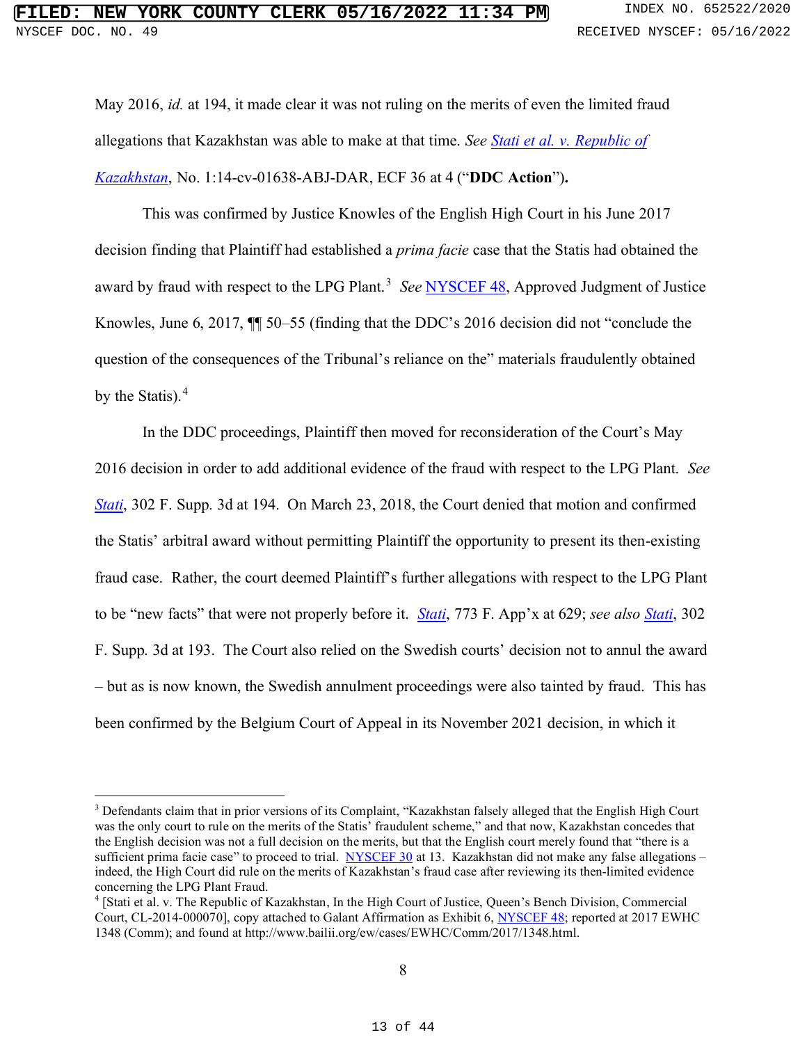May 2016, *id.* at 194, it made clear it was not ruling on the merits of even the limited fraud allegations that Kazakhstan was able to make at that time. *See* *Stati et al. v. Republic of Kazakhstan*, No. 1:14-cv-01638-ABJ-DAR, ECF 36 at 4 ("**DDC Action**").

This was confirmed by Justice Knowles of the English High Court in his June 2017 decision finding that Plaintiff had established a *prima facie* case that the Statis had obtained the award by fraud with respect to the LPG Plant.[3] *See* NYSCEF 48, Approved Judgment of Justice Knowles, June 6, 2017, ¶¶ 50–55 (finding that the DDC's 2016 decision did not "conclude the question of the consequences of the Tribunal's reliance on the" materials fraudulently obtained by the Statis).[4]

In the DDC proceedings, Plaintiff then moved for reconsideration of the Court's May 2016 decision in order to add additional evidence of the fraud with respect to the LPG Plant. *See* *Stati*, 302 F. Supp. 3d at 194. On March 23, 2018, the Court denied that motion and confirmed the Statis' arbitral award without permitting Plaintiff the opportunity to present its then-existing fraud case. Rather, the court deemed Plaintiff's further allegations with respect to the LPG Plant to be "new facts" that were not properly before it. *Stati*, 773 F. App'x at 629; *see also* *Stati*, 302 F. Supp. 3d at 193. The Court also relied on the Swedish courts' decision not to annul the award – but as is now known, the Swedish annulment proceedings were also tainted by fraud. This has been confirmed by the Belgium Court of Appeal in its November 2021 decision, in which it

---

[3] Defendants claim that in prior versions of its Complaint, "Kazakhstan falsely alleged that the English High Court was the only court to rule on the merits of the Statis' fraudulent scheme," and that now, Kazakhstan concedes that the English decision was not a full decision on the merits, but that the English court merely found that "there is a sufficient prima facie case" to proceed to trial. NYSCEF 30 at 13. Kazakhstan did not make any false allegations – indeed, the High Court did rule on the merits of Kazakhstan's fraud case after reviewing its then-limited evidence concerning the LPG Plant Fraud.

[4] [Stati et al. v. The Republic of Kazakhstan, In the High Court of Justice, Queen's Bench Division, Commercial Court, CL-2014-000070], copy attached to Galant Affirmation as Exhibit 6, NYSCEF 48; reported at 2017 EWHC 1348 (Comm); and found at http://www.bailii.org/ew/cases/EWHC/Comm/2017/1348.html.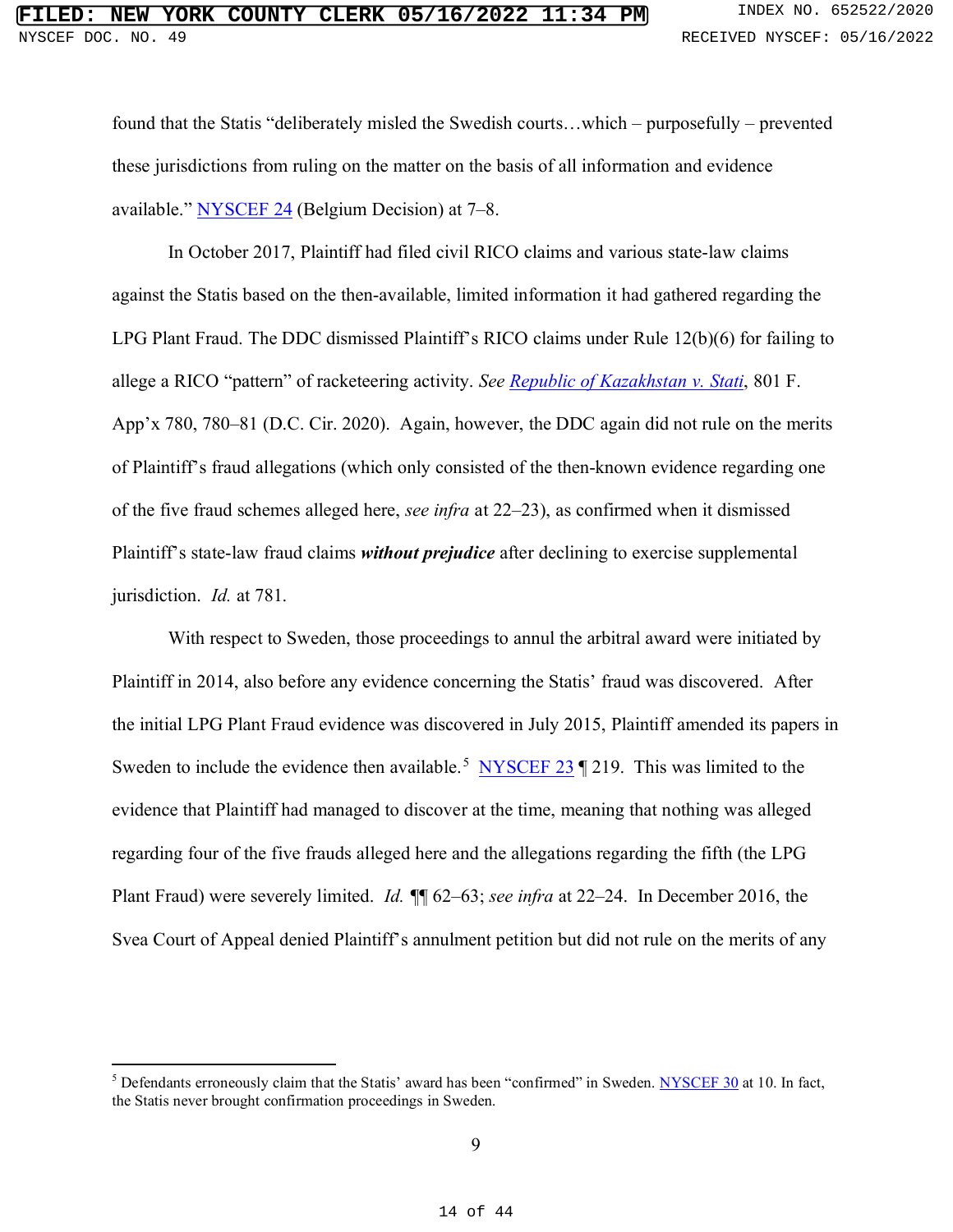found that the Statis "deliberately misled the Swedish courts…which – purposefully – prevented these jurisdictions from ruling on the matter on the basis of all information and evidence available." NYSCEF 24 (Belgium Decision) at 7–8.

In October 2017, Plaintiff had filed civil RICO claims and various state-law claims against the Statis based on the then-available, limited information it had gathered regarding the LPG Plant Fraud. The DDC dismissed Plaintiff's RICO claims under Rule 12(b)(6) for failing to allege a RICO "pattern" of racketeering activity. *See Republic of Kazakhstan v. Stati*, 801 F. App'x 780, 780–81 (D.C. Cir. 2020). Again, however, the DDC again did not rule on the merits of Plaintiff's fraud allegations (which only consisted of the then-known evidence regarding one of the five fraud schemes alleged here, *see infra* at 22–23), as confirmed when it dismissed Plaintiff's state-law fraud claims ***without prejudice*** after declining to exercise supplemental jurisdiction. *Id.* at 781.

With respect to Sweden, those proceedings to annul the arbitral award were initiated by Plaintiff in 2014, also before any evidence concerning the Statis' fraud was discovered. After the initial LPG Plant Fraud evidence was discovered in July 2015, Plaintiff amended its papers in Sweden to include the evidence then available.[5] NYSCEF 23 ¶ 219. This was limited to the evidence that Plaintiff had managed to discover at the time, meaning that nothing was alleged regarding four of the five frauds alleged here and the allegations regarding the fifth (the LPG Plant Fraud) were severely limited. *Id.* ¶¶ 62–63; *see infra* at 22–24. In December 2016, the Svea Court of Appeal denied Plaintiff's annulment petition but did not rule on the merits of any

[5] Defendants erroneously claim that the Statis' award has been "confirmed" in Sweden. NYSCEF 30 at 10. In fact, the Statis never brought confirmation proceedings in Sweden.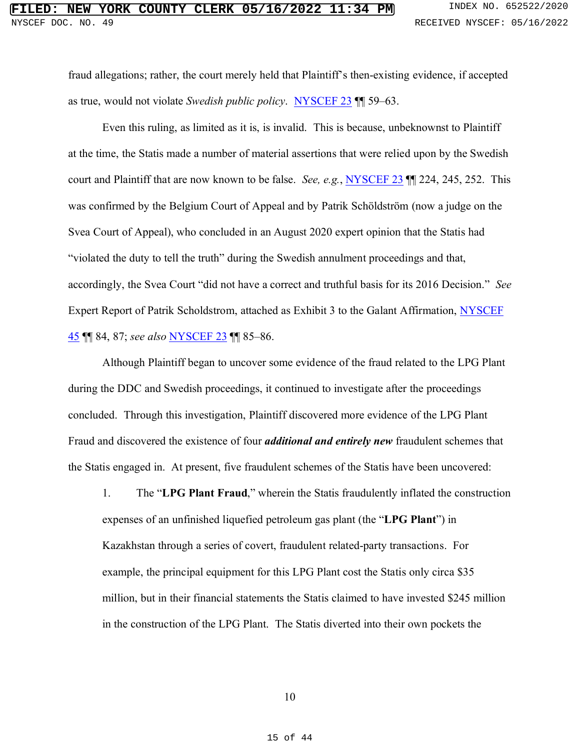fraud allegations; rather, the court merely held that Plaintiff's then-existing evidence, if accepted as true, would not violate *Swedish public policy*. NYSCEF 23 ¶¶ 59–63.

Even this ruling, as limited as it is, is invalid. This is because, unbeknownst to Plaintiff at the time, the Statis made a number of material assertions that were relied upon by the Swedish court and Plaintiff that are now known to be false. *See, e.g.*, NYSCEF 23 ¶¶ 224, 245, 252. This was confirmed by the Belgium Court of Appeal and by Patrik Schöldström (now a judge on the Svea Court of Appeal), who concluded in an August 2020 expert opinion that the Statis had "violated the duty to tell the truth" during the Swedish annulment proceedings and that, accordingly, the Svea Court "did not have a correct and truthful basis for its 2016 Decision." *See* Expert Report of Patrik Scholdstrom, attached as Exhibit 3 to the Galant Affirmation, NYSCEF 45 ¶¶ 84, 87; *see also* NYSCEF 23 ¶¶ 85–86.

Although Plaintiff began to uncover some evidence of the fraud related to the LPG Plant during the DDC and Swedish proceedings, it continued to investigate after the proceedings concluded. Through this investigation, Plaintiff discovered more evidence of the LPG Plant Fraud and discovered the existence of four ***additional and entirely new*** fraudulent schemes that the Statis engaged in. At present, five fraudulent schemes of the Statis have been uncovered:

1. The "**LPG Plant Fraud**," wherein the Statis fraudulently inflated the construction expenses of an unfinished liquefied petroleum gas plant (the "**LPG Plant**") in Kazakhstan through a series of covert, fraudulent related-party transactions. For example, the principal equipment for this LPG Plant cost the Statis only circa $35 million, but in their financial statements the Statis claimed to have invested $245 million in the construction of the LPG Plant. The Statis diverted into their own pockets the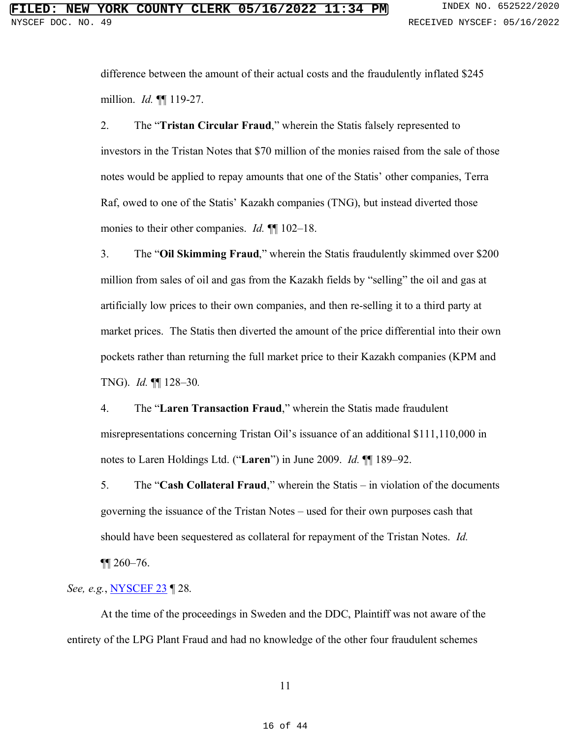difference between the amount of their actual costs and the fraudulently inflated $245 million. *Id.* ¶¶ 119-27.

2. The "**Tristan Circular Fraud**," wherein the Statis falsely represented to investors in the Tristan Notes that $70 million of the monies raised from the sale of those notes would be applied to repay amounts that one of the Statis' other companies, Terra Raf, owed to one of the Statis' Kazakh companies (TNG), but instead diverted those monies to their other companies. *Id.* ¶¶ 102–18.

3. The "**Oil Skimming Fraud**," wherein the Statis fraudulently skimmed over $200 million from sales of oil and gas from the Kazakh fields by "selling" the oil and gas at artificially low prices to their own companies, and then re-selling it to a third party at market prices. The Statis then diverted the amount of the price differential into their own pockets rather than returning the full market price to their Kazakh companies (KPM and TNG). *Id.* ¶¶ 128–30.

4. The "**Laren Transaction Fraud**," wherein the Statis made fraudulent misrepresentations concerning Tristan Oil's issuance of an additional $111,110,000 in notes to Laren Holdings Ltd. ("**Laren**") in June 2009. *Id.* ¶¶ 189–92.

5. The "**Cash Collateral Fraud**," wherein the Statis – in violation of the documents governing the issuance of the Tristan Notes – used for their own purposes cash that should have been sequestered as collateral for repayment of the Tristan Notes. *Id.* ¶¶ 260–76.

*See, e.g.*, NYSCEF 23 ¶ 28.

At the time of the proceedings in Sweden and the DDC, Plaintiff was not aware of the entirety of the LPG Plant Fraud and had no knowledge of the other four fraudulent schemes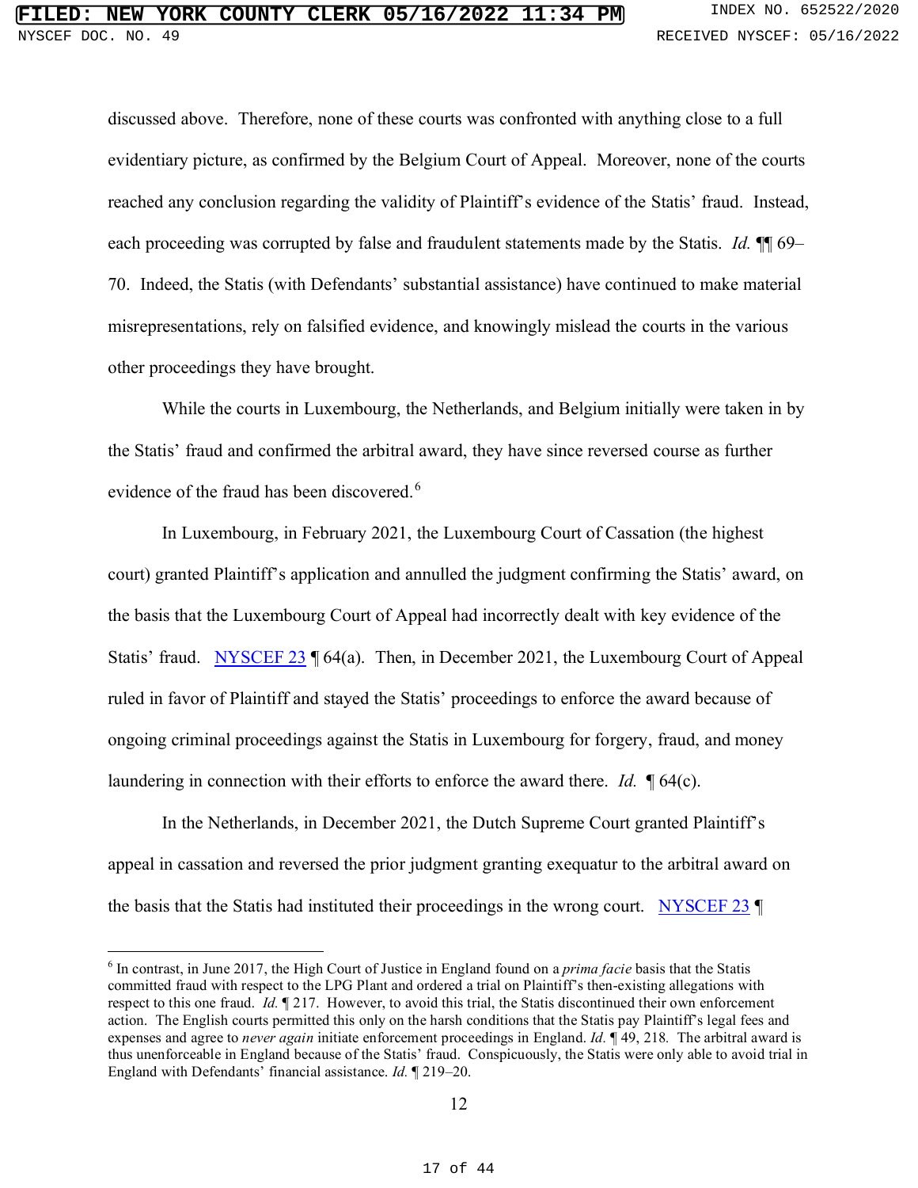discussed above. Therefore, none of these courts was confronted with anything close to a full evidentiary picture, as confirmed by the Belgium Court of Appeal. Moreover, none of the courts reached any conclusion regarding the validity of Plaintiff's evidence of the Statis' fraud. Instead, each proceeding was corrupted by false and fraudulent statements made by the Statis. *Id.* ¶¶ 69–70. Indeed, the Statis (with Defendants' substantial assistance) have continued to make material misrepresentations, rely on falsified evidence, and knowingly mislead the courts in the various other proceedings they have brought.

While the courts in Luxembourg, the Netherlands, and Belgium initially were taken in by the Statis' fraud and confirmed the arbitral award, they have since reversed course as further evidence of the fraud has been discovered.[6]

In Luxembourg, in February 2021, the Luxembourg Court of Cassation (the highest court) granted Plaintiff's application and annulled the judgment confirming the Statis' award, on the basis that the Luxembourg Court of Appeal had incorrectly dealt with key evidence of the Statis' fraud. NYSCEF 23 ¶ 64(a). Then, in December 2021, the Luxembourg Court of Appeal ruled in favor of Plaintiff and stayed the Statis' proceedings to enforce the award because of ongoing criminal proceedings against the Statis in Luxembourg for forgery, fraud, and money laundering in connection with their efforts to enforce the award there. *Id.* ¶ 64(c).

In the Netherlands, in December 2021, the Dutch Supreme Court granted Plaintiff's appeal in cassation and reversed the prior judgment granting exequatur to the arbitral award on the basis that the Statis had instituted their proceedings in the wrong court. NYSCEF 23 ¶

---

[6] In contrast, in June 2017, the High Court of Justice in England found on a *prima facie* basis that the Statis committed fraud with respect to the LPG Plant and ordered a trial on Plaintiff's then-existing allegations with respect to this one fraud. *Id.* ¶ 217. However, to avoid this trial, the Statis discontinued their own enforcement action. The English courts permitted this only on the harsh conditions that the Statis pay Plaintiff's legal fees and expenses and agree to *never again* initiate enforcement proceedings in England. *Id.* ¶ 49, 218. The arbitral award is thus unenforceable in England because of the Statis' fraud. Conspicuously, the Statis were only able to avoid trial in England with Defendants' financial assistance. *Id.* ¶ 219–20.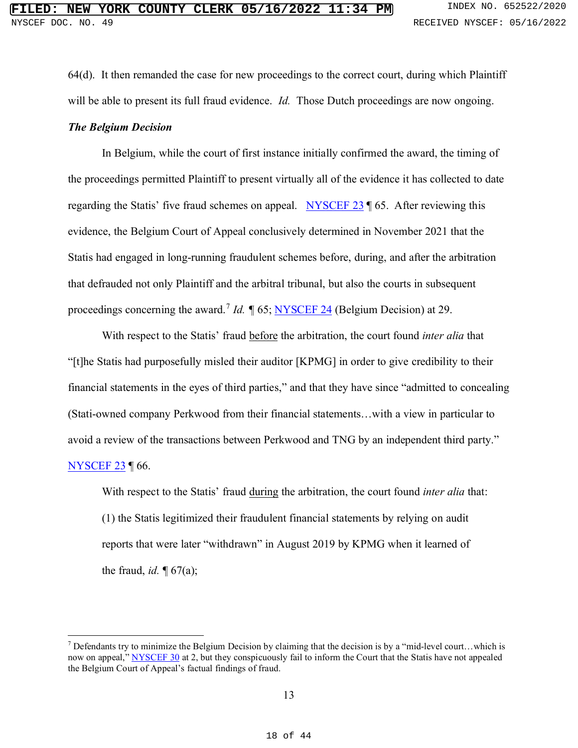64(d). It then remanded the case for new proceedings to the correct court, during which Plaintiff will be able to present its full fraud evidence. *Id.* Those Dutch proceedings are now ongoing.

***The Belgium Decision***

In Belgium, while the court of first instance initially confirmed the award, the timing of the proceedings permitted Plaintiff to present virtually all of the evidence it has collected to date regarding the Statis' five fraud schemes on appeal. NYSCEF 23 ¶ 65. After reviewing this evidence, the Belgium Court of Appeal conclusively determined in November 2021 that the Statis had engaged in long-running fraudulent schemes before, during, and after the arbitration that defrauded not only Plaintiff and the arbitral tribunal, but also the courts in subsequent proceedings concerning the award.[7] *Id.* ¶ 65; NYSCEF 24 (Belgium Decision) at 29.

With respect to the Statis' fraud before the arbitration, the court found *inter alia* that "[t]he Statis had purposefully misled their auditor [KPMG] in order to give credibility to their financial statements in the eyes of third parties," and that they have since "admitted to concealing (Stati-owned company Perkwood from their financial statements…with a view in particular to avoid a review of the transactions between Perkwood and TNG by an independent third party." NYSCEF 23 ¶ 66.

With respect to the Statis' fraud during the arbitration, the court found *inter alia* that:

(1) the Statis legitimized their fraudulent financial statements by relying on audit reports that were later "withdrawn" in August 2019 by KPMG when it learned of the fraud, *id.* ¶ 67(a);

---

[7] Defendants try to minimize the Belgium Decision by claiming that the decision is by a "mid-level court…which is now on appeal," NYSCEF 30 at 2, but they conspicuously fail to inform the Court that the Statis have not appealed the Belgium Court of Appeal's factual findings of fraud.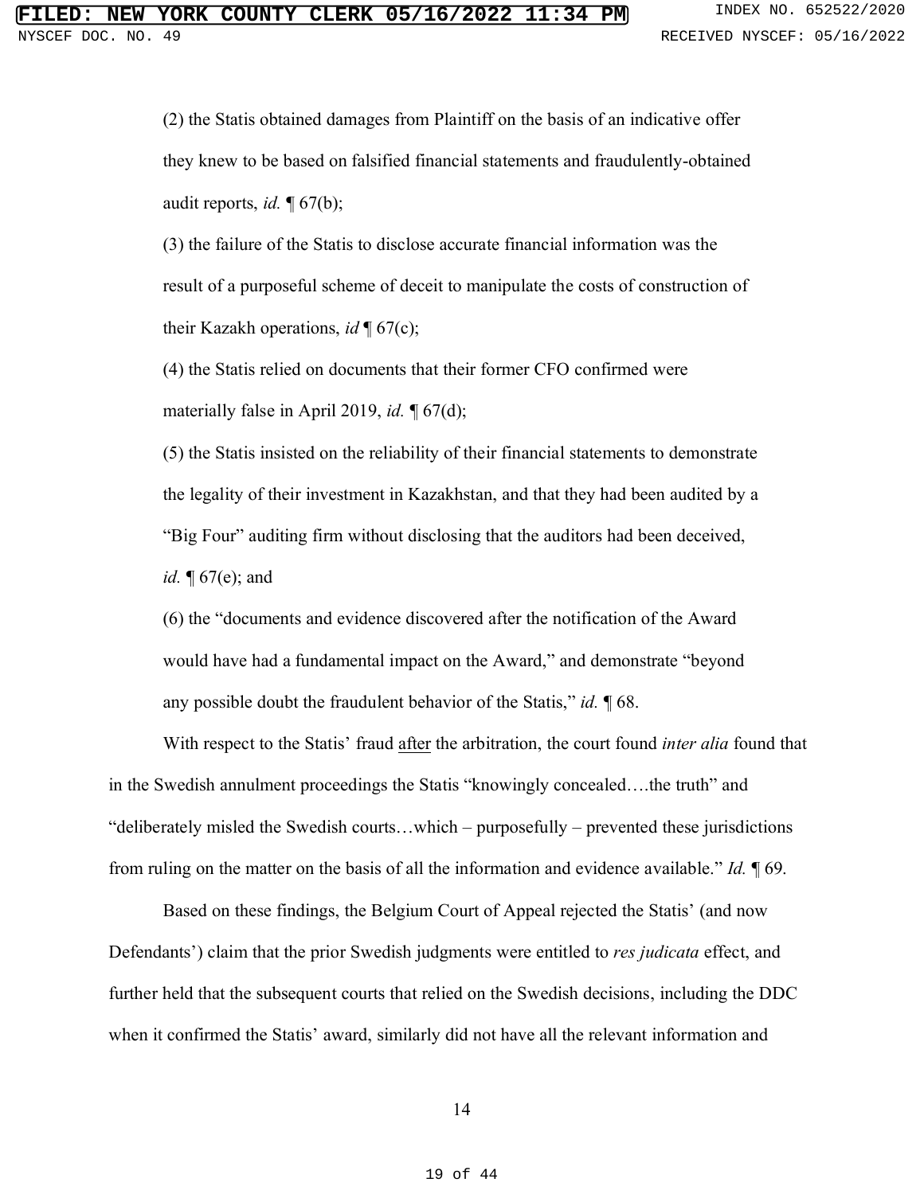(2) the Statis obtained damages from Plaintiff on the basis of an indicative offer they knew to be based on falsified financial statements and fraudulently-obtained audit reports, *id.* ¶ 67(b);

(3) the failure of the Statis to disclose accurate financial information was the result of a purposeful scheme of deceit to manipulate the costs of construction of their Kazakh operations, *id* ¶ 67(c);

(4) the Statis relied on documents that their former CFO confirmed were materially false in April 2019, *id.* ¶ 67(d);

(5) the Statis insisted on the reliability of their financial statements to demonstrate the legality of their investment in Kazakhstan, and that they had been audited by a "Big Four" auditing firm without disclosing that the auditors had been deceived, *id.* ¶ 67(e); and

(6) the "documents and evidence discovered after the notification of the Award would have had a fundamental impact on the Award," and demonstrate "beyond any possible doubt the fraudulent behavior of the Statis," *id.* ¶ 68.

With respect to the Statis' fraud <u>after</u> the arbitration, the court found *inter alia* found that in the Swedish annulment proceedings the Statis "knowingly concealed….the truth" and "deliberately misled the Swedish courts…which – purposefully – prevented these jurisdictions from ruling on the matter on the basis of all the information and evidence available." *Id.* ¶ 69.

Based on these findings, the Belgium Court of Appeal rejected the Statis' (and now Defendants') claim that the prior Swedish judgments were entitled to *res judicata* effect, and further held that the subsequent courts that relied on the Swedish decisions, including the DDC when it confirmed the Statis' award, similarly did not have all the relevant information and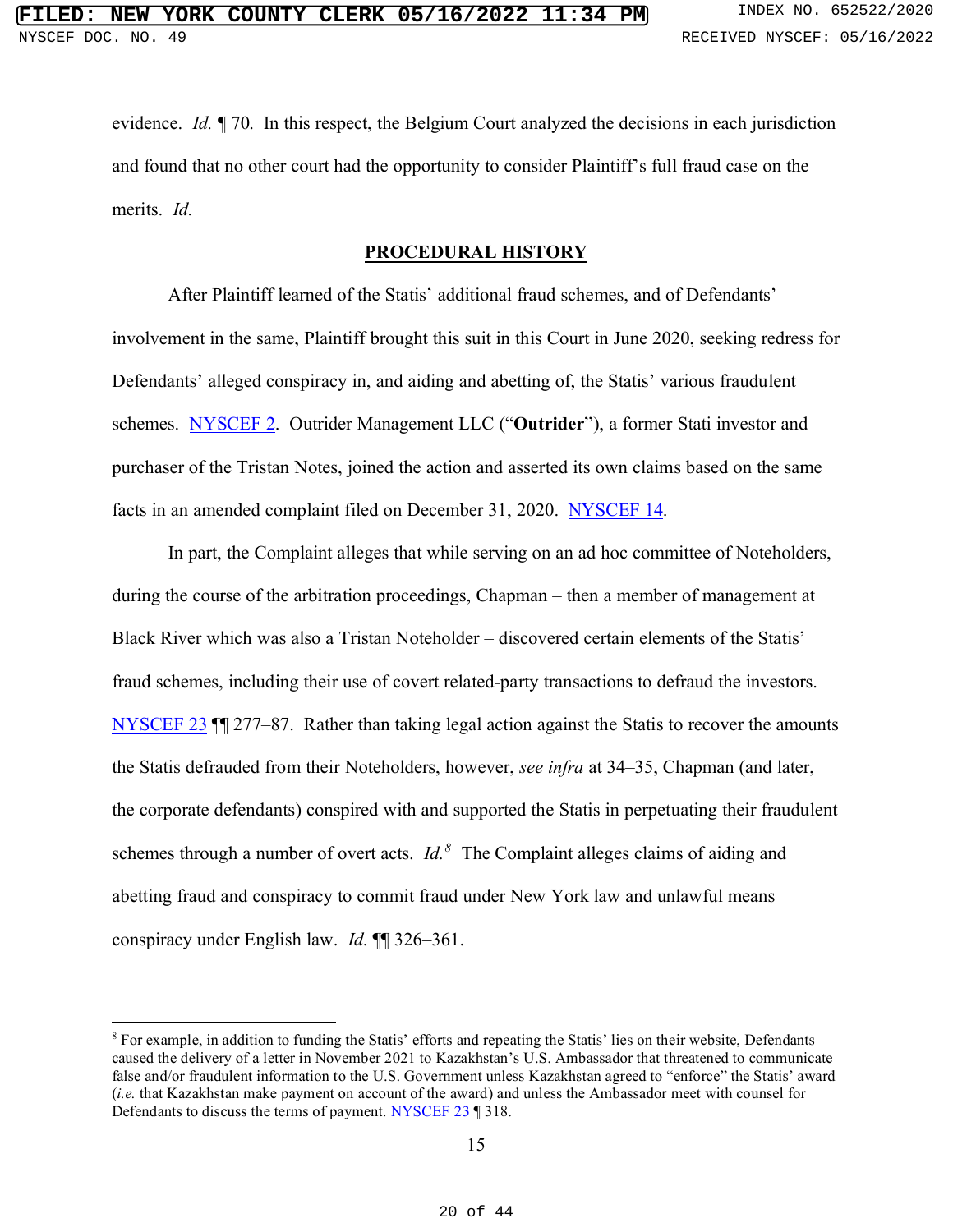evidence. *Id.* ¶ 70. In this respect, the Belgium Court analyzed the decisions in each jurisdiction and found that no other court had the opportunity to consider Plaintiff's full fraud case on the merits. *Id.*

## PROCEDURAL HISTORY

After Plaintiff learned of the Statis' additional fraud schemes, and of Defendants' involvement in the same, Plaintiff brought this suit in this Court in June 2020, seeking redress for Defendants' alleged conspiracy in, and aiding and abetting of, the Statis' various fraudulent schemes. NYSCEF 2. Outrider Management LLC ("**Outrider**"), a former Stati investor and purchaser of the Tristan Notes, joined the action and asserted its own claims based on the same facts in an amended complaint filed on December 31, 2020. NYSCEF 14.

In part, the Complaint alleges that while serving on an ad hoc committee of Noteholders, during the course of the arbitration proceedings, Chapman – then a member of management at Black River which was also a Tristan Noteholder – discovered certain elements of the Statis' fraud schemes, including their use of covert related-party transactions to defraud the investors. NYSCEF 23 ¶¶ 277–87. Rather than taking legal action against the Statis to recover the amounts the Statis defrauded from their Noteholders, however, *see infra* at 34–35, Chapman (and later, the corporate defendants) conspired with and supported the Statis in perpetuating their fraudulent schemes through a number of overt acts. *Id.*[8] The Complaint alleges claims of aiding and abetting fraud and conspiracy to commit fraud under New York law and unlawful means conspiracy under English law. *Id.* ¶¶ 326–361.

---

[8] For example, in addition to funding the Statis' efforts and repeating the Statis' lies on their website, Defendants caused the delivery of a letter in November 2021 to Kazakhstan's U.S. Ambassador that threatened to communicate false and/or fraudulent information to the U.S. Government unless Kazakhstan agreed to "enforce" the Statis' award (*i.e.* that Kazakhstan make payment on account of the award) and unless the Ambassador meet with counsel for Defendants to discuss the terms of payment. NYSCEF 23 ¶ 318.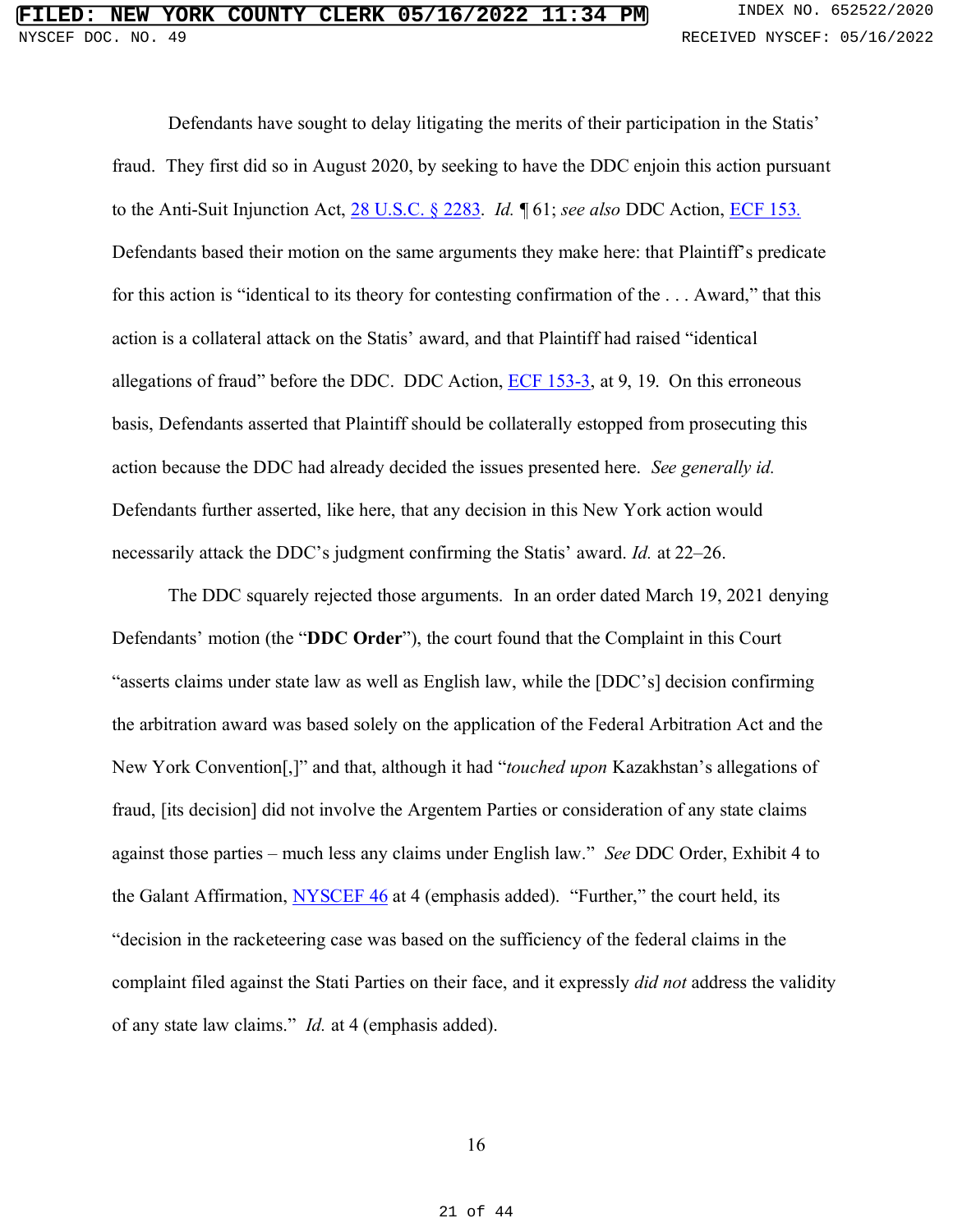Defendants have sought to delay litigating the merits of their participation in the Statis' fraud. They first did so in August 2020, by seeking to have the DDC enjoin this action pursuant to the Anti-Suit Injunction Act, 28 U.S.C. § 2283. *Id.* ¶ 61; *see also* DDC Action, ECF 153. Defendants based their motion on the same arguments they make here: that Plaintiff's predicate for this action is "identical to its theory for contesting confirmation of the . . . Award," that this action is a collateral attack on the Statis' award, and that Plaintiff had raised "identical allegations of fraud" before the DDC. DDC Action, ECF 153-3, at 9, 19. On this erroneous basis, Defendants asserted that Plaintiff should be collaterally estopped from prosecuting this action because the DDC had already decided the issues presented here. *See generally id.* Defendants further asserted, like here, that any decision in this New York action would necessarily attack the DDC's judgment confirming the Statis' award. *Id.* at 22–26.

The DDC squarely rejected those arguments. In an order dated March 19, 2021 denying Defendants' motion (the "**DDC Order**"), the court found that the Complaint in this Court "asserts claims under state law as well as English law, while the [DDC's] decision confirming the arbitration award was based solely on the application of the Federal Arbitration Act and the New York Convention[,]" and that, although it had "*touched upon* Kazakhstan's allegations of fraud, [its decision] did not involve the Argentem Parties or consideration of any state claims against those parties – much less any claims under English law." *See* DDC Order, Exhibit 4 to the Galant Affirmation, NYSCEF 46 at 4 (emphasis added). "Further," the court held, its "decision in the racketeering case was based on the sufficiency of the federal claims in the complaint filed against the Stati Parties on their face, and it expressly *did not* address the validity of any state law claims." *Id.* at 4 (emphasis added).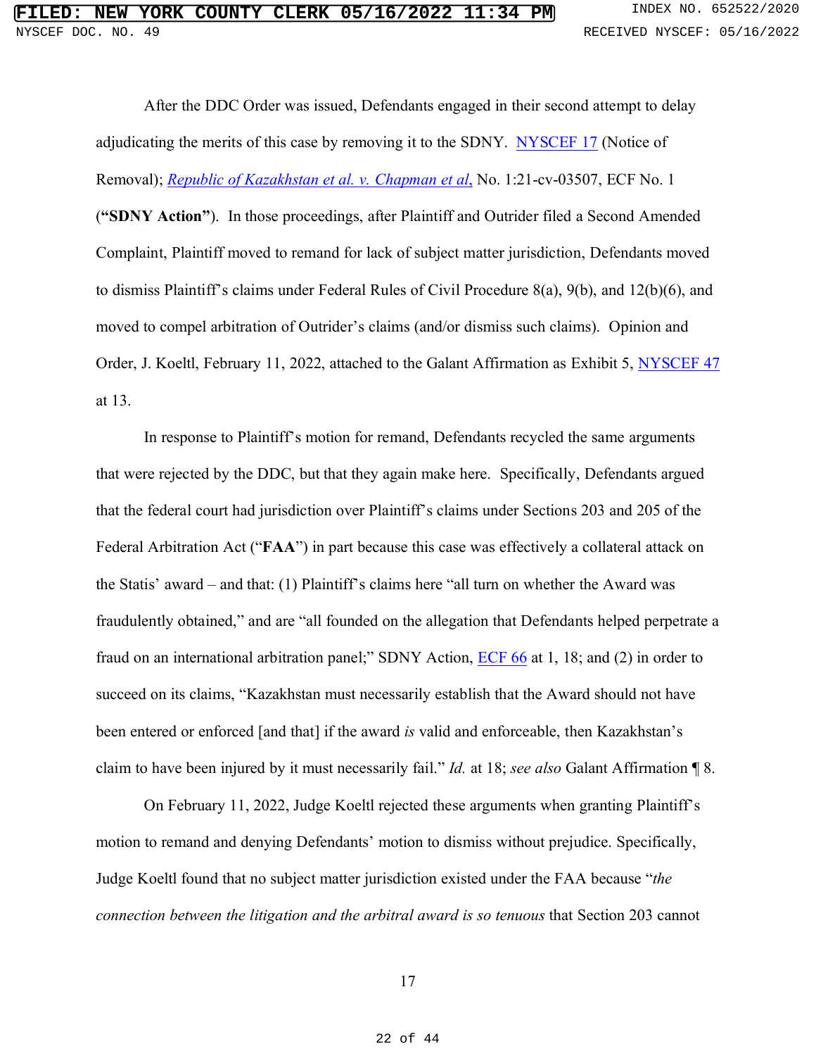After the DDC Order was issued, Defendants engaged in their second attempt to delay adjudicating the merits of this case by removing it to the SDNY. NYSCEF 17 (Notice of Removal); *Republic of Kazakhstan et al. v. Chapman et al*, No. 1:21-cv-03507, ECF No. 1 (**"SDNY Action"**). In those proceedings, after Plaintiff and Outrider filed a Second Amended Complaint, Plaintiff moved to remand for lack of subject matter jurisdiction, Defendants moved to dismiss Plaintiff's claims under Federal Rules of Civil Procedure 8(a), 9(b), and 12(b)(6), and moved to compel arbitration of Outrider's claims (and/or dismiss such claims). Opinion and Order, J. Koeltl, February 11, 2022, attached to the Galant Affirmation as Exhibit 5, NYSCEF 47 at 13.

In response to Plaintiff's motion for remand, Defendants recycled the same arguments that were rejected by the DDC, but that they again make here. Specifically, Defendants argued that the federal court had jurisdiction over Plaintiff's claims under Sections 203 and 205 of the Federal Arbitration Act ("**FAA**") in part because this case was effectively a collateral attack on the Statis' award – and that: (1) Plaintiff's claims here "all turn on whether the Award was fraudulently obtained," and are "all founded on the allegation that Defendants helped perpetrate a fraud on an international arbitration panel;" SDNY Action, ECF 66 at 1, 18; and (2) in order to succeed on its claims, "Kazakhstan must necessarily establish that the Award should not have been entered or enforced [and that] if the award *is* valid and enforceable, then Kazakhstan's claim to have been injured by it must necessarily fail." *Id.* at 18; *see also* Galant Affirmation ¶ 8.

On February 11, 2022, Judge Koeltl rejected these arguments when granting Plaintiff's motion to remand and denying Defendants' motion to dismiss without prejudice. Specifically, Judge Koeltl found that no subject matter jurisdiction existed under the FAA because "*the connection between the litigation and the arbitral award is so tenuous* that Section 203 cannot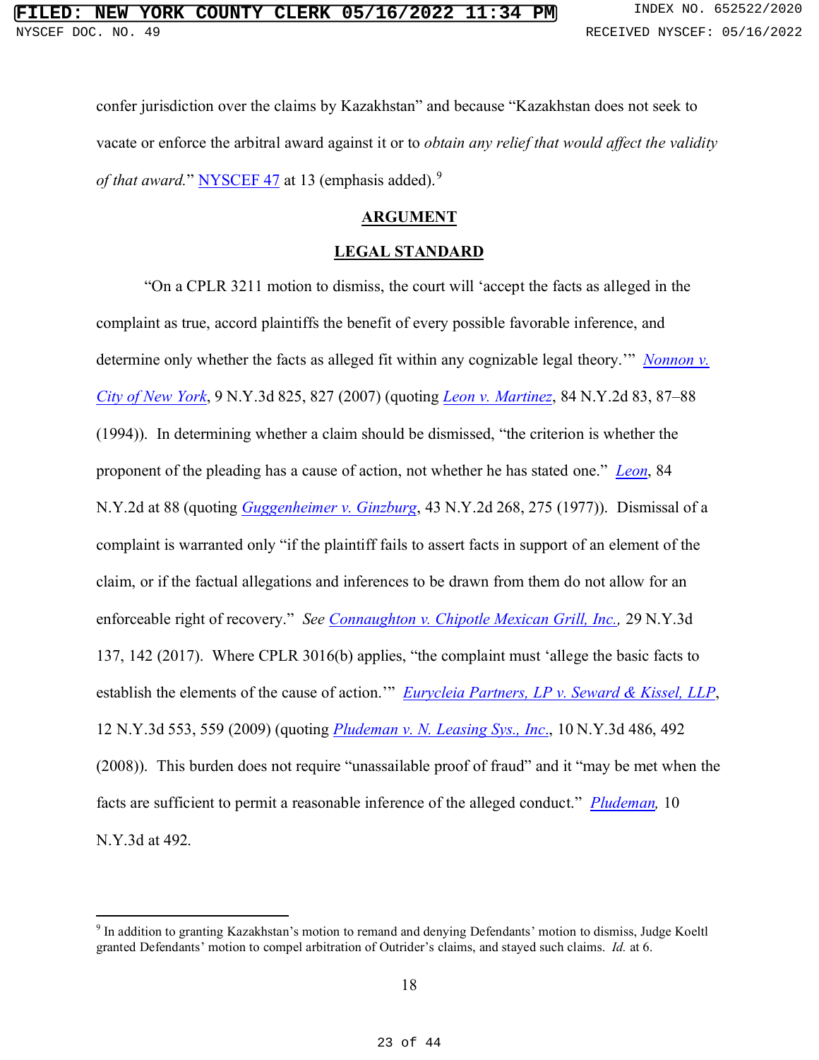confer jurisdiction over the claims by Kazakhstan" and because "Kazakhstan does not seek to vacate or enforce the arbitral award against it or to *obtain any relief that would affect the validity of that award.*" NYSCEF 47 at 13 (emphasis added).[9]

## ARGUMENT

## LEGAL STANDARD

"On a CPLR 3211 motion to dismiss, the court will 'accept the facts as alleged in the complaint as true, accord plaintiffs the benefit of every possible favorable inference, and determine only whether the facts as alleged fit within any cognizable legal theory.'" *Nonnon v. City of New York*, 9 N.Y.3d 825, 827 (2007) (quoting *Leon v. Martinez*, 84 N.Y.2d 83, 87–88 (1994)). In determining whether a claim should be dismissed, "the criterion is whether the proponent of the pleading has a cause of action, not whether he has stated one." *Leon*, 84 N.Y.2d at 88 (quoting *Guggenheimer v. Ginzburg*, 43 N.Y.2d 268, 275 (1977)). Dismissal of a complaint is warranted only "if the plaintiff fails to assert facts in support of an element of the claim, or if the factual allegations and inferences to be drawn from them do not allow for an enforceable right of recovery." *See Connaughton v. Chipotle Mexican Grill, Inc.,* 29 N.Y.3d 137, 142 (2017). Where CPLR 3016(b) applies, "the complaint must 'allege the basic facts to establish the elements of the cause of action.'" *Eurycleia Partners, LP v. Seward & Kissel, LLP*, 12 N.Y.3d 553, 559 (2009) (quoting *Pludeman v. N. Leasing Sys., Inc.*, 10 N.Y.3d 486, 492 (2008)). This burden does not require "unassailable proof of fraud" and it "may be met when the facts are sufficient to permit a reasonable inference of the alleged conduct." *Pludeman,* 10 N.Y.3d at 492.

[9] In addition to granting Kazakhstan's motion to remand and denying Defendants' motion to dismiss, Judge Koeltl granted Defendants' motion to compel arbitration of Outrider's claims, and stayed such claims. *Id.* at 6.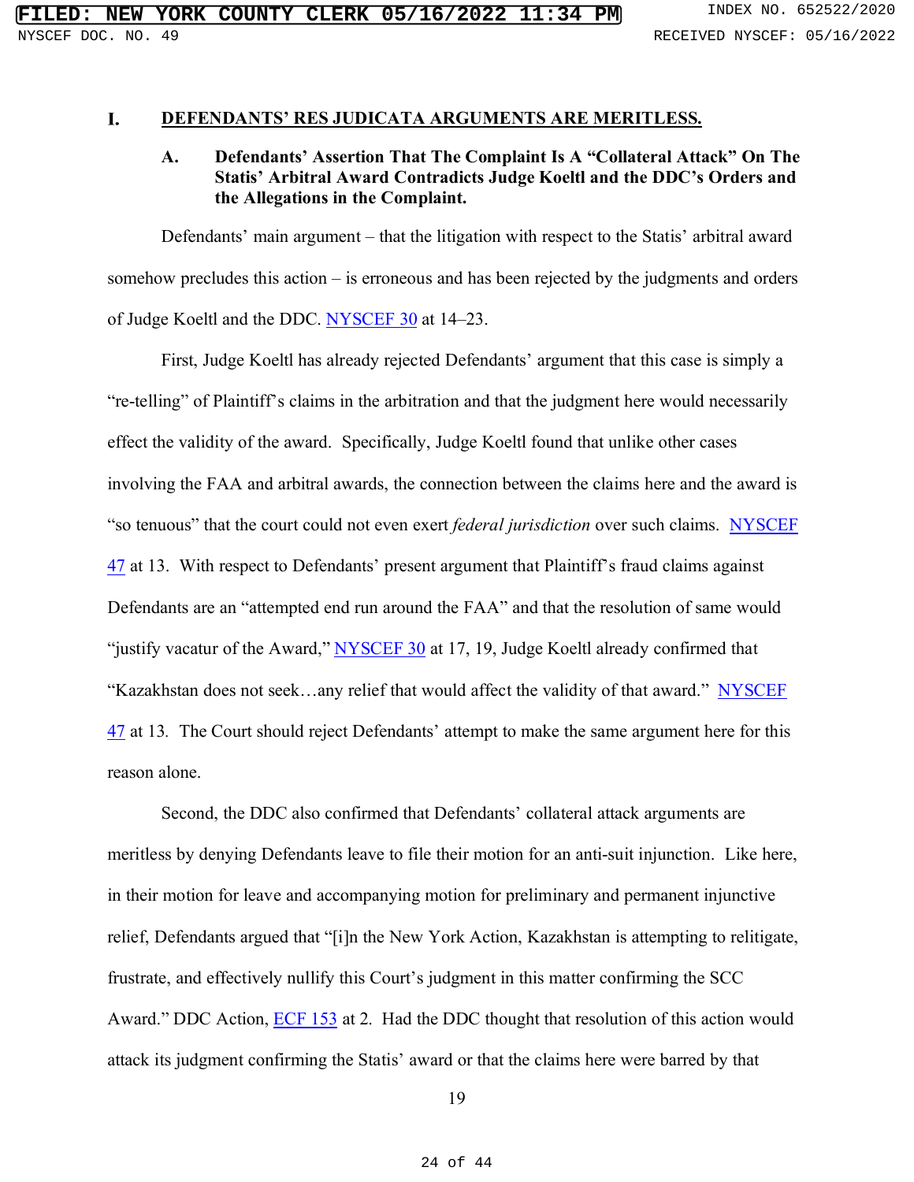## I. DEFENDANTS' RES JUDICATA ARGUMENTS ARE MERITLESS.

### A. Defendants' Assertion That The Complaint Is A "Collateral Attack" On The Statis' Arbitral Award Contradicts Judge Koeltl and the DDC's Orders and the Allegations in the Complaint.

Defendants' main argument – that the litigation with respect to the Statis' arbitral award somehow precludes this action – is erroneous and has been rejected by the judgments and orders of Judge Koeltl and the DDC. NYSCEF 30 at 14–23.

First, Judge Koeltl has already rejected Defendants' argument that this case is simply a "re-telling" of Plaintiff's claims in the arbitration and that the judgment here would necessarily effect the validity of the award. Specifically, Judge Koeltl found that unlike other cases involving the FAA and arbitral awards, the connection between the claims here and the award is "so tenuous" that the court could not even exert *federal jurisdiction* over such claims. NYSCEF 47 at 13. With respect to Defendants' present argument that Plaintiff's fraud claims against Defendants are an "attempted end run around the FAA" and that the resolution of same would "justify vacatur of the Award," NYSCEF 30 at 17, 19, Judge Koeltl already confirmed that "Kazakhstan does not seek…any relief that would affect the validity of that award." NYSCEF 47 at 13. The Court should reject Defendants' attempt to make the same argument here for this reason alone.

Second, the DDC also confirmed that Defendants' collateral attack arguments are meritless by denying Defendants leave to file their motion for an anti-suit injunction. Like here, in their motion for leave and accompanying motion for preliminary and permanent injunctive relief, Defendants argued that "[i]n the New York Action, Kazakhstan is attempting to relitigate, frustrate, and effectively nullify this Court's judgment in this matter confirming the SCC Award." DDC Action, ECF 153 at 2. Had the DDC thought that resolution of this action would attack its judgment confirming the Statis' award or that the claims here were barred by that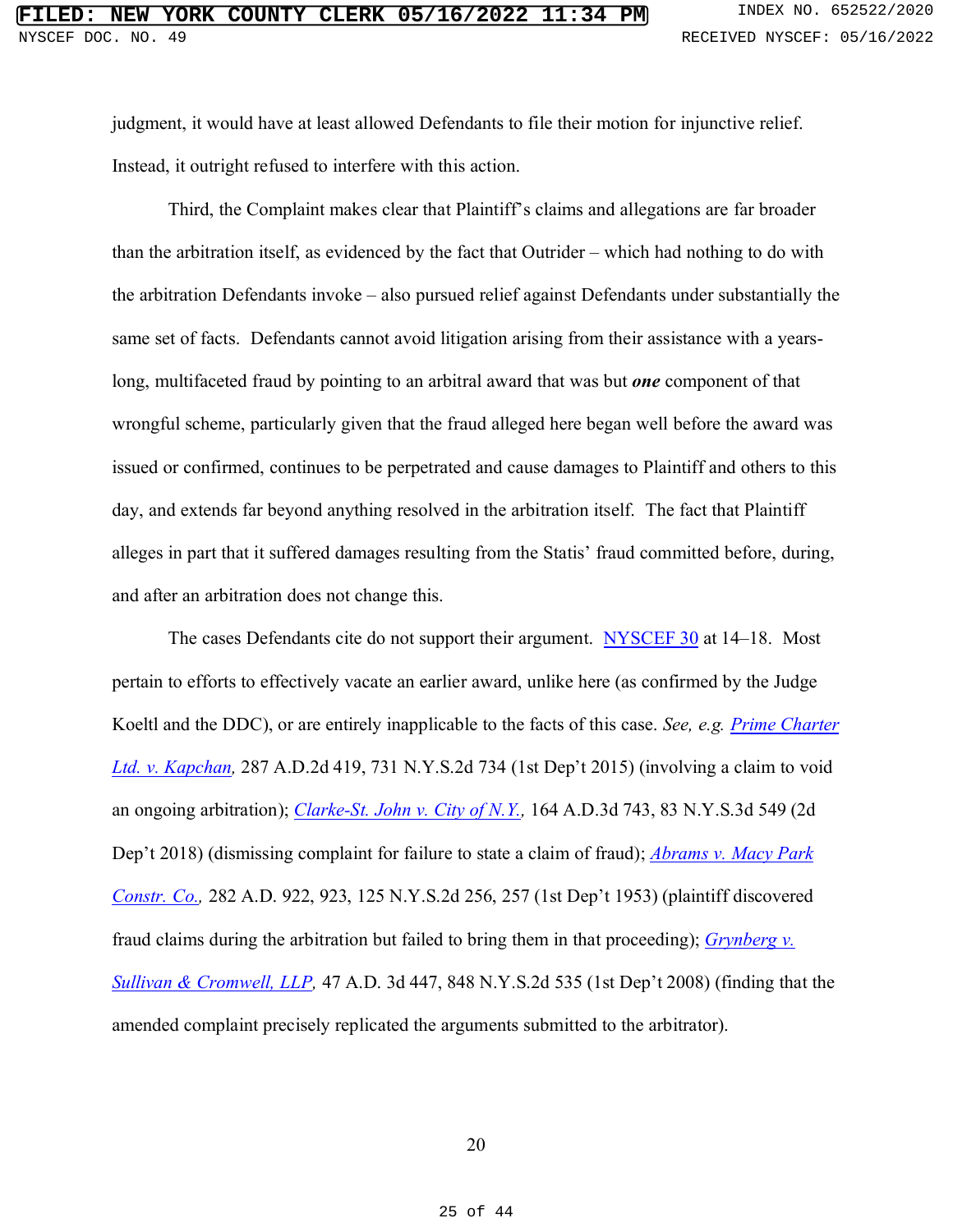judgment, it would have at least allowed Defendants to file their motion for injunctive relief. Instead, it outright refused to interfere with this action.

Third, the Complaint makes clear that Plaintiff's claims and allegations are far broader than the arbitration itself, as evidenced by the fact that Outrider – which had nothing to do with the arbitration Defendants invoke – also pursued relief against Defendants under substantially the same set of facts. Defendants cannot avoid litigation arising from their assistance with a years-long, multifaceted fraud by pointing to an arbitral award that was but ***one*** component of that wrongful scheme, particularly given that the fraud alleged here began well before the award was issued or confirmed, continues to be perpetrated and cause damages to Plaintiff and others to this day, and extends far beyond anything resolved in the arbitration itself. The fact that Plaintiff alleges in part that it suffered damages resulting from the Statis' fraud committed before, during, and after an arbitration does not change this.

The cases Defendants cite do not support their argument. NYSCEF 30 at 14–18. Most pertain to efforts to effectively vacate an earlier award, unlike here (as confirmed by the Judge Koeltl and the DDC), or are entirely inapplicable to the facts of this case. *See, e.g. Prime Charter Ltd. v. Kapchan,* 287 A.D.2d 419, 731 N.Y.S.2d 734 (1st Dep't 2015) (involving a claim to void an ongoing arbitration); *Clarke-St. John v. City of N.Y.,* 164 A.D.3d 743, 83 N.Y.S.3d 549 (2d Dep't 2018) (dismissing complaint for failure to state a claim of fraud); *Abrams v. Macy Park Constr. Co.,* 282 A.D. 922, 923, 125 N.Y.S.2d 256, 257 (1st Dep't 1953) (plaintiff discovered fraud claims during the arbitration but failed to bring them in that proceeding); *Grynberg v. Sullivan & Cromwell, LLP,* 47 A.D. 3d 447, 848 N.Y.S.2d 535 (1st Dep't 2008) (finding that the amended complaint precisely replicated the arguments submitted to the arbitrator).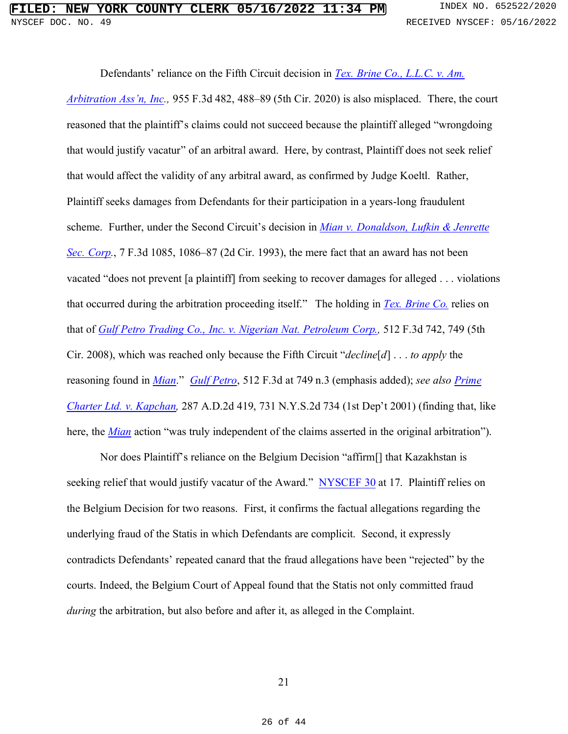Defendants' reliance on the Fifth Circuit decision in *Tex. Brine Co., L.L.C. v. Am. Arbitration Ass'n, Inc.*, 955 F.3d 482, 488–89 (5th Cir. 2020) is also misplaced. There, the court reasoned that the plaintiff's claims could not succeed because the plaintiff alleged "wrongdoing that would justify vacatur" of an arbitral award. Here, by contrast, Plaintiff does not seek relief that would affect the validity of any arbitral award, as confirmed by Judge Koeltl. Rather, Plaintiff seeks damages from Defendants for their participation in a years-long fraudulent scheme. Further, under the Second Circuit's decision in *Mian v. Donaldson, Lufkin & Jenrette Sec. Corp.*, 7 F.3d 1085, 1086–87 (2d Cir. 1993), the mere fact that an award has not been vacated "does not prevent [a plaintiff] from seeking to recover damages for alleged . . . violations that occurred during the arbitration proceeding itself." The holding in *Tex. Brine Co.* relies on that of *Gulf Petro Trading Co., Inc. v. Nigerian Nat. Petroleum Corp.*, 512 F.3d 742, 749 (5th Cir. 2008), which was reached only because the Fifth Circuit "*decline*[*d*] . . . *to apply* the reasoning found in *Mian*." *Gulf Petro*, 512 F.3d at 749 n.3 (emphasis added); *see also Prime Charter Ltd. v. Kapchan,* 287 A.D.2d 419, 731 N.Y.S.2d 734 (1st Dep't 2001) (finding that, like here, the *Mian* action "was truly independent of the claims asserted in the original arbitration").

Nor does Plaintiff's reliance on the Belgium Decision "affirm[] that Kazakhstan is seeking relief that would justify vacatur of the Award." NYSCEF 30 at 17. Plaintiff relies on the Belgium Decision for two reasons. First, it confirms the factual allegations regarding the underlying fraud of the Statis in which Defendants are complicit. Second, it expressly contradicts Defendants' repeated canard that the fraud allegations have been "rejected" by the courts. Indeed, the Belgium Court of Appeal found that the Statis not only committed fraud *during* the arbitration, but also before and after it, as alleged in the Complaint.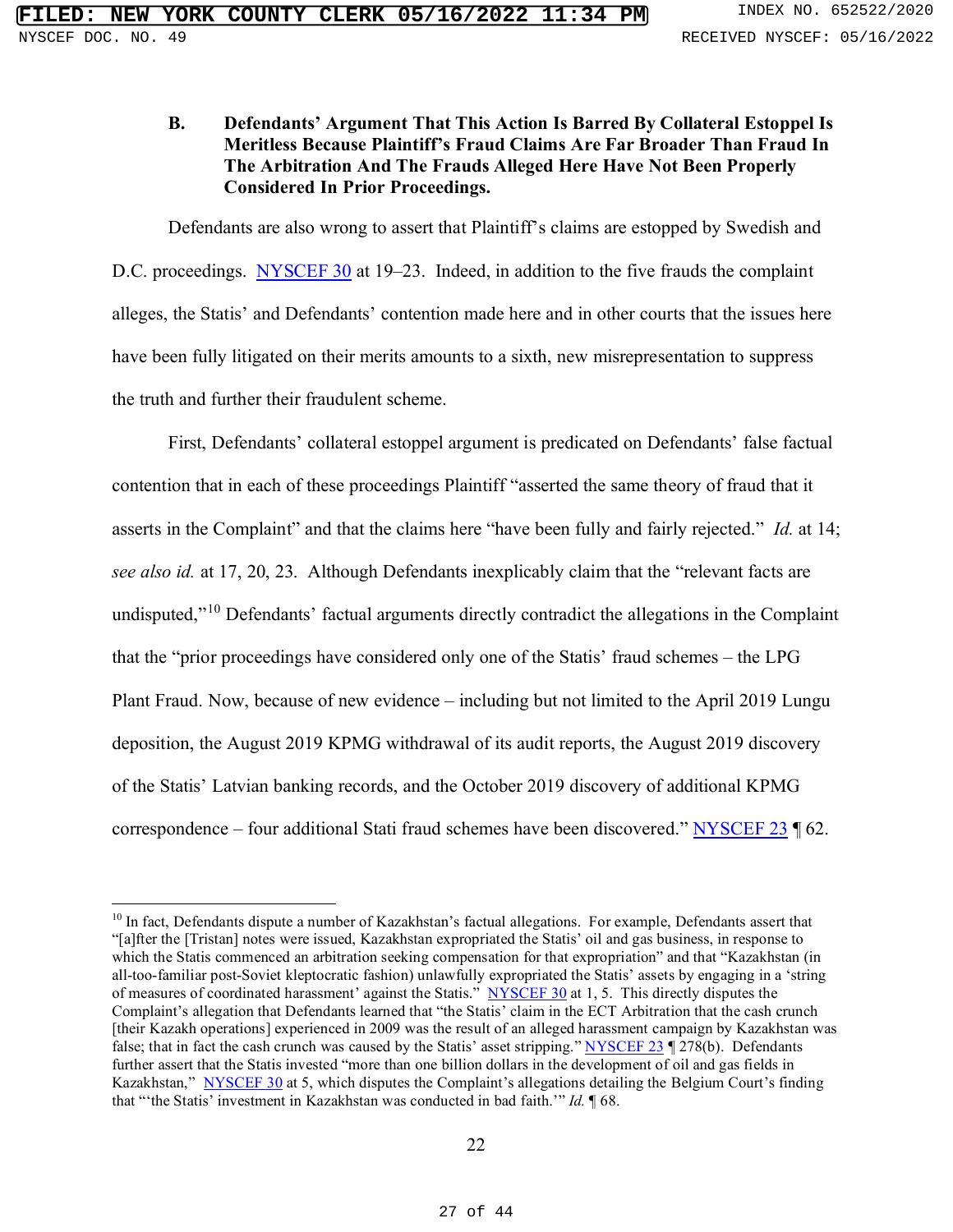### B. Defendants' Argument That This Action Is Barred By Collateral Estoppel Is Meritless Because Plaintiff's Fraud Claims Are Far Broader Than Fraud In The Arbitration And The Frauds Alleged Here Have Not Been Properly Considered In Prior Proceedings.

Defendants are also wrong to assert that Plaintiff's claims are estopped by Swedish and D.C. proceedings. NYSCEF 30 at 19–23. Indeed, in addition to the five frauds the complaint alleges, the Statis' and Defendants' contention made here and in other courts that the issues here have been fully litigated on their merits amounts to a sixth, new misrepresentation to suppress the truth and further their fraudulent scheme.

First, Defendants' collateral estoppel argument is predicated on Defendants' false factual contention that in each of these proceedings Plaintiff "asserted the same theory of fraud that it asserts in the Complaint" and that the claims here "have been fully and fairly rejected." *Id.* at 14; *see also id.* at 17, 20, 23. Although Defendants inexplicably claim that the "relevant facts are undisputed,"[10] Defendants' factual arguments directly contradict the allegations in the Complaint that the "prior proceedings have considered only one of the Statis' fraud schemes – the LPG Plant Fraud. Now, because of new evidence – including but not limited to the April 2019 Lungu deposition, the August 2019 KPMG withdrawal of its audit reports, the August 2019 discovery of the Statis' Latvian banking records, and the October 2019 discovery of additional KPMG correspondence – four additional Stati fraud schemes have been discovered." NYSCEF 23 ¶ 62.

---

[10] In fact, Defendants dispute a number of Kazakhstan's factual allegations. For example, Defendants assert that "[a]fter the [Tristan] notes were issued, Kazakhstan expropriated the Statis' oil and gas business, in response to which the Statis commenced an arbitration seeking compensation for that expropriation" and that "Kazakhstan (in all-too-familiar post-Soviet kleptocratic fashion) unlawfully expropriated the Statis' assets by engaging in a 'string of measures of coordinated harassment' against the Statis." NYSCEF 30 at 1, 5. This directly disputes the Complaint's allegation that Defendants learned that "the Statis' claim in the ECT Arbitration that the cash crunch [their Kazakh operations] experienced in 2009 was the result of an alleged harassment campaign by Kazakhstan was false; that in fact the cash crunch was caused by the Statis' asset stripping." NYSCEF 23 ¶ 278(b). Defendants further assert that the Statis invested "more than one billion dollars in the development of oil and gas fields in Kazakhstan," NYSCEF 30 at 5, which disputes the Complaint's allegations detailing the Belgium Court's finding that "'the Statis' investment in Kazakhstan was conducted in bad faith.'" *Id.* ¶ 68.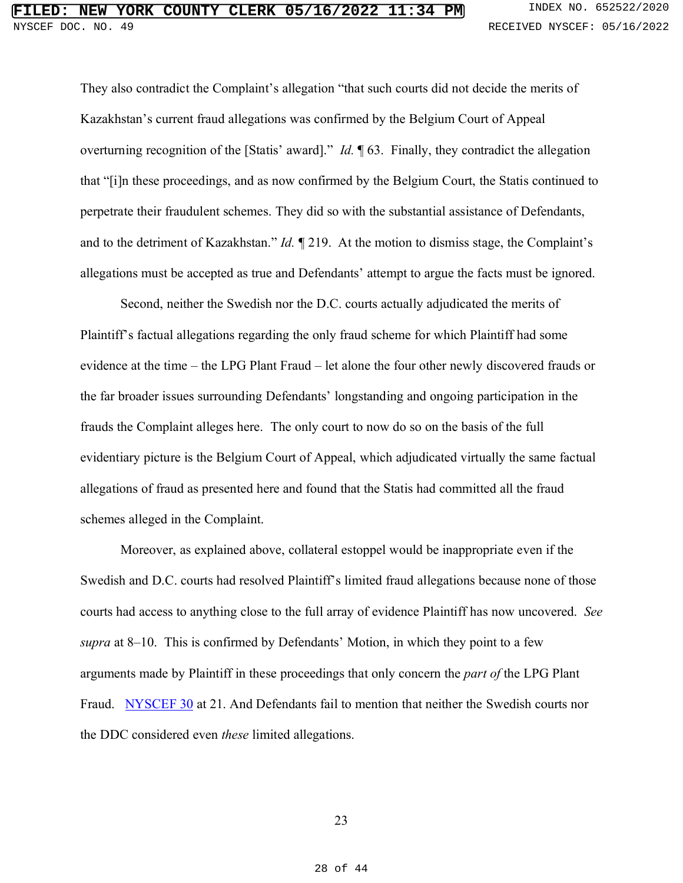They also contradict the Complaint's allegation "that such courts did not decide the merits of Kazakhstan's current fraud allegations was confirmed by the Belgium Court of Appeal overturning recognition of the [Statis' award]." *Id.* ¶ 63. Finally, they contradict the allegation that "[i]n these proceedings, and as now confirmed by the Belgium Court, the Statis continued to perpetrate their fraudulent schemes. They did so with the substantial assistance of Defendants, and to the detriment of Kazakhstan." *Id.* ¶ 219. At the motion to dismiss stage, the Complaint's allegations must be accepted as true and Defendants' attempt to argue the facts must be ignored.

Second, neither the Swedish nor the D.C. courts actually adjudicated the merits of Plaintiff's factual allegations regarding the only fraud scheme for which Plaintiff had some evidence at the time – the LPG Plant Fraud – let alone the four other newly discovered frauds or the far broader issues surrounding Defendants' longstanding and ongoing participation in the frauds the Complaint alleges here. The only court to now do so on the basis of the full evidentiary picture is the Belgium Court of Appeal, which adjudicated virtually the same factual allegations of fraud as presented here and found that the Statis had committed all the fraud schemes alleged in the Complaint.

Moreover, as explained above, collateral estoppel would be inappropriate even if the Swedish and D.C. courts had resolved Plaintiff's limited fraud allegations because none of those courts had access to anything close to the full array of evidence Plaintiff has now uncovered. *See supra* at 8–10. This is confirmed by Defendants' Motion, in which they point to a few arguments made by Plaintiff in these proceedings that only concern the *part of* the LPG Plant Fraud. NYSCEF 30 at 21. And Defendants fail to mention that neither the Swedish courts nor the DDC considered even *these* limited allegations.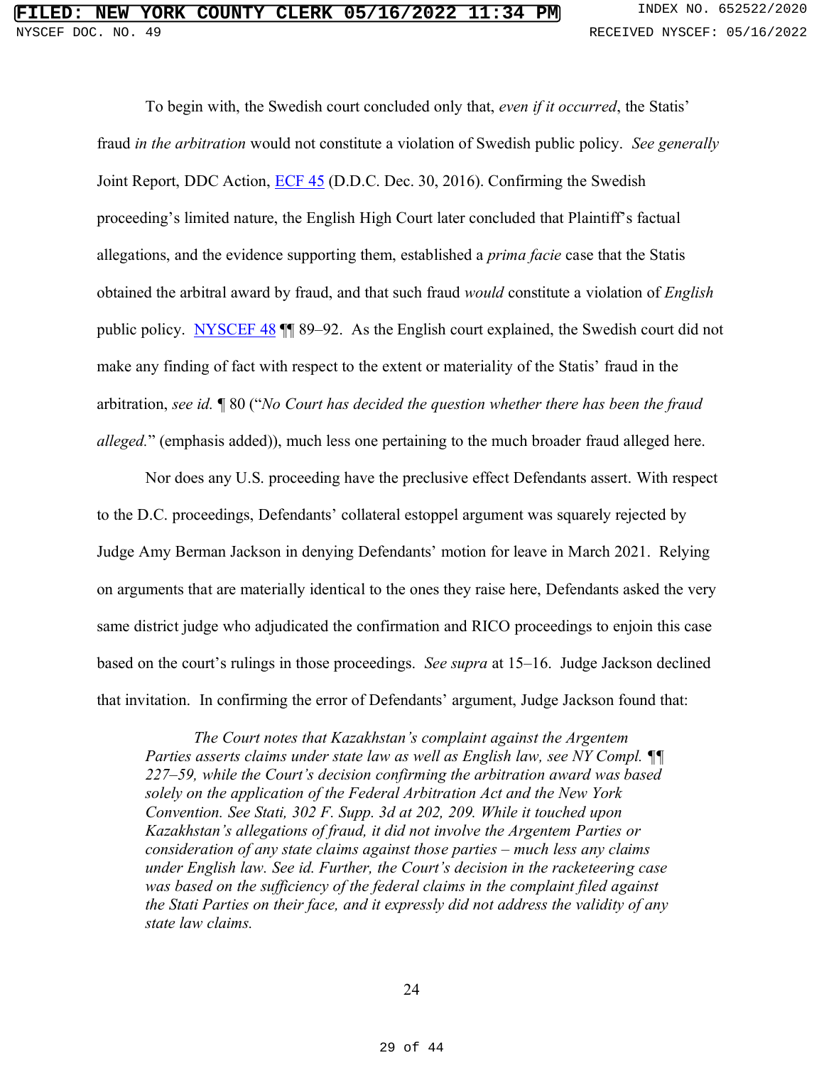To begin with, the Swedish court concluded only that, *even if it occurred*, the Statis' fraud *in the arbitration* would not constitute a violation of Swedish public policy. *See generally* Joint Report, DDC Action, ECF 45 (D.D.C. Dec. 30, 2016). Confirming the Swedish proceeding's limited nature, the English High Court later concluded that Plaintiff's factual allegations, and the evidence supporting them, established a *prima facie* case that the Statis obtained the arbitral award by fraud, and that such fraud *would* constitute a violation of *English* public policy. NYSCEF 48 ¶¶ 89–92. As the English court explained, the Swedish court did not make any finding of fact with respect to the extent or materiality of the Statis' fraud in the arbitration, *see id.* ¶ 80 ("*No Court has decided the question whether there has been the fraud alleged.*" (emphasis added)), much less one pertaining to the much broader fraud alleged here.

Nor does any U.S. proceeding have the preclusive effect Defendants assert. With respect to the D.C. proceedings, Defendants' collateral estoppel argument was squarely rejected by Judge Amy Berman Jackson in denying Defendants' motion for leave in March 2021. Relying on arguments that are materially identical to the ones they raise here, Defendants asked the very same district judge who adjudicated the confirmation and RICO proceedings to enjoin this case based on the court's rulings in those proceedings. *See supra* at 15–16. Judge Jackson declined that invitation. In confirming the error of Defendants' argument, Judge Jackson found that:

> *The Court notes that Kazakhstan's complaint against the Argentem Parties asserts claims under state law as well as English law, see NY Compl. ¶¶ 227–59, while the Court's decision confirming the arbitration award was based solely on the application of the Federal Arbitration Act and the New York Convention. See Stati, 302 F. Supp. 3d at 202, 209. While it touched upon Kazakhstan's allegations of fraud, it did not involve the Argentem Parties or consideration of any state claims against those parties – much less any claims under English law. See id. Further, the Court's decision in the racketeering case was based on the sufficiency of the federal claims in the complaint filed against the Stati Parties on their face, and it expressly did not address the validity of any state law claims.*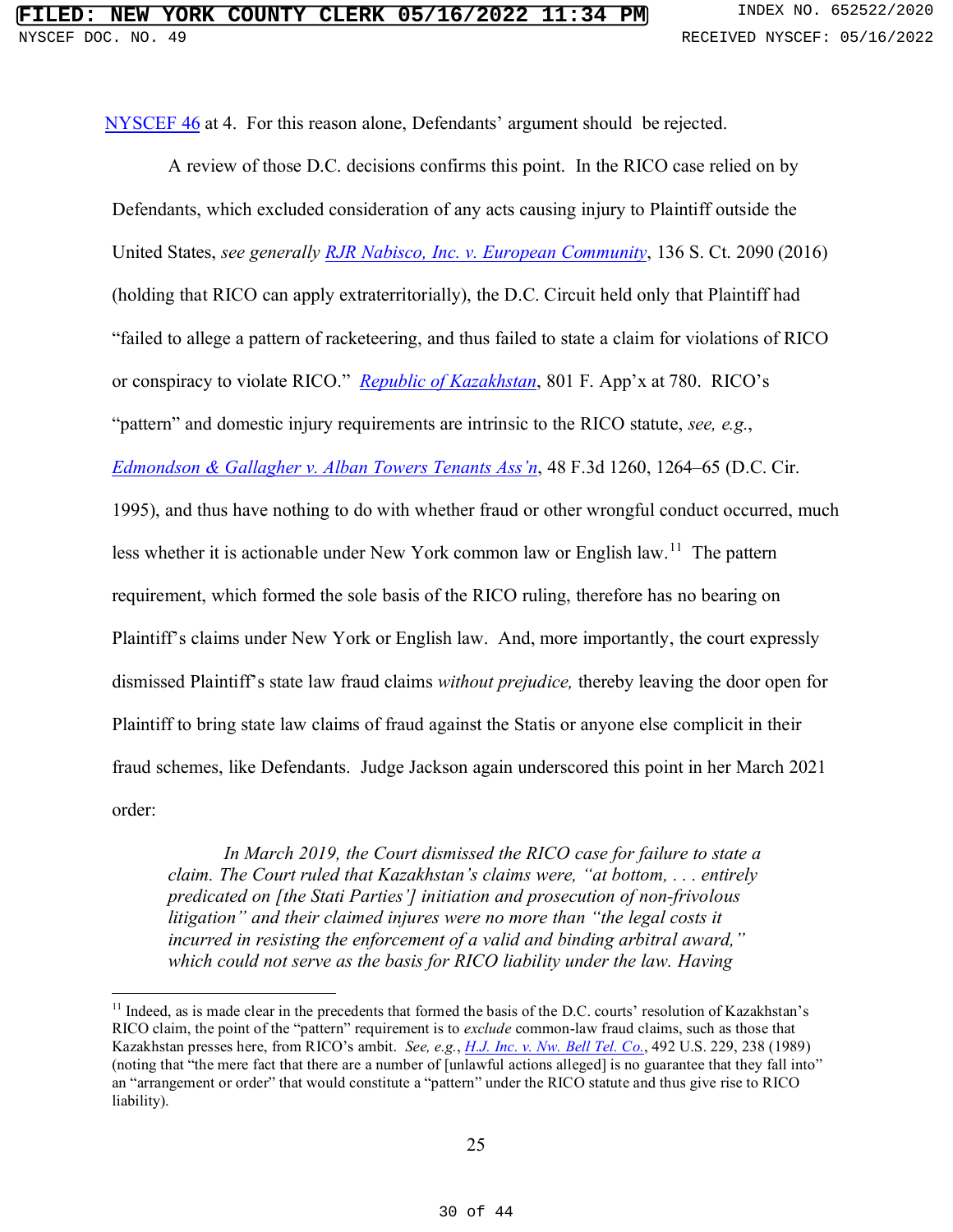NYSCEF 46 at 4. For this reason alone, Defendants' argument should be rejected.

A review of those D.C. decisions confirms this point. In the RICO case relied on by Defendants, which excluded consideration of any acts causing injury to Plaintiff outside the United States, *see generally* RJR Nabisco, Inc. v. European Community, 136 S. Ct. 2090 (2016) (holding that RICO can apply extraterritorially), the D.C. Circuit held only that Plaintiff had "failed to allege a pattern of racketeering, and thus failed to state a claim for violations of RICO or conspiracy to violate RICO." *Republic of Kazakhstan*, 801 F. App'x at 780. RICO's "pattern" and domestic injury requirements are intrinsic to the RICO statute, *see, e.g.*, *Edmondson & Gallagher v. Alban Towers Tenants Ass'n*, 48 F.3d 1260, 1264–65 (D.C. Cir. 1995), and thus have nothing to do with whether fraud or other wrongful conduct occurred, much less whether it is actionable under New York common law or English law.[11] The pattern requirement, which formed the sole basis of the RICO ruling, therefore has no bearing on Plaintiff's claims under New York or English law. And, more importantly, the court expressly dismissed Plaintiff's state law fraud claims *without prejudice,* thereby leaving the door open for Plaintiff to bring state law claims of fraud against the Statis or anyone else complicit in their fraud schemes, like Defendants. Judge Jackson again underscored this point in her March 2021 order:

> *In March 2019, the Court dismissed the RICO case for failure to state a claim. The Court ruled that Kazakhstan's claims were, "at bottom, . . . entirely predicated on [the Stati Parties'] initiation and prosecution of non-frivolous litigation" and their claimed injures were no more than "the legal costs it incurred in resisting the enforcement of a valid and binding arbitral award," which could not serve as the basis for RICO liability under the law. Having*

[11] Indeed, as is made clear in the precedents that formed the basis of the D.C. courts' resolution of Kazakhstan's RICO claim, the point of the "pattern" requirement is to *exclude* common-law fraud claims, such as those that Kazakhstan presses here, from RICO's ambit. *See, e.g.*, *H.J. Inc. v. Nw. Bell Tel. Co.*, 492 U.S. 229, 238 (1989) (noting that "the mere fact that there are a number of [unlawful actions alleged] is no guarantee that they fall into" an "arrangement or order" that would constitute a "pattern" under the RICO statute and thus give rise to RICO liability).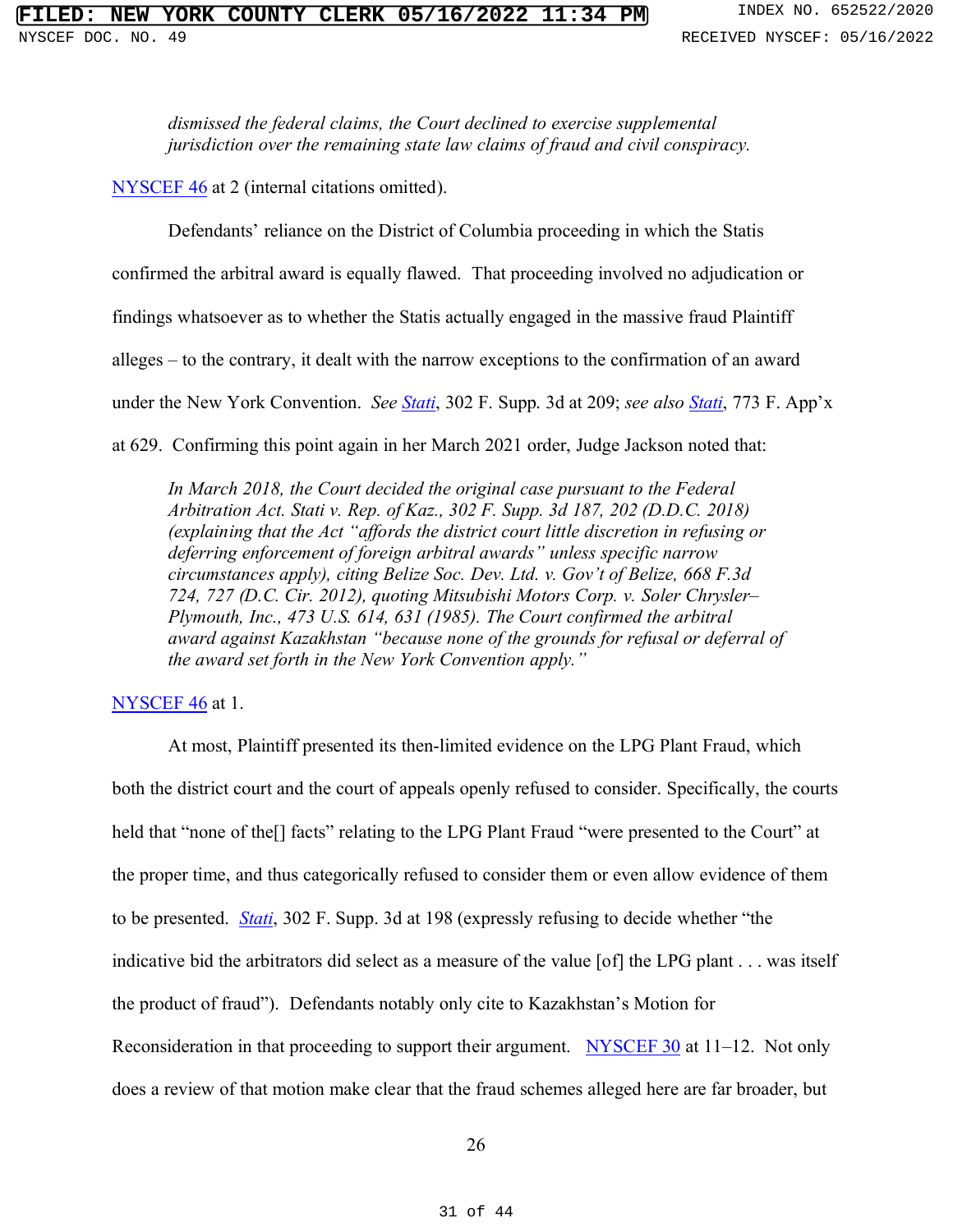> *dismissed the federal claims, the Court declined to exercise supplemental jurisdiction over the remaining state law claims of fraud and civil conspiracy.*

NYSCEF 46 at 2 (internal citations omitted).

Defendants' reliance on the District of Columbia proceeding in which the Statis confirmed the arbitral award is equally flawed. That proceeding involved no adjudication or findings whatsoever as to whether the Statis actually engaged in the massive fraud Plaintiff alleges – to the contrary, it dealt with the narrow exceptions to the confirmation of an award under the New York Convention. *See* *Stati*, 302 F. Supp. 3d at 209; *see also* *Stati*, 773 F. App'x at 629. Confirming this point again in her March 2021 order, Judge Jackson noted that:

> *In March 2018, the Court decided the original case pursuant to the Federal Arbitration Act. Stati v. Rep. of Kaz., 302 F. Supp. 3d 187, 202 (D.D.C. 2018) (explaining that the Act "affords the district court little discretion in refusing or deferring enforcement of foreign arbitral awards" unless specific narrow circumstances apply), citing Belize Soc. Dev. Ltd. v. Gov't of Belize, 668 F.3d 724, 727 (D.C. Cir. 2012), quoting Mitsubishi Motors Corp. v. Soler Chrysler–Plymouth, Inc., 473 U.S. 614, 631 (1985). The Court confirmed the arbitral award against Kazakhstan "because none of the grounds for refusal or deferral of the award set forth in the New York Convention apply."*

NYSCEF 46 at 1.

At most, Plaintiff presented its then-limited evidence on the LPG Plant Fraud, which both the district court and the court of appeals openly refused to consider. Specifically, the courts held that "none of the[] facts" relating to the LPG Plant Fraud "were presented to the Court" at the proper time, and thus categorically refused to consider them or even allow evidence of them to be presented. *Stati*, 302 F. Supp. 3d at 198 (expressly refusing to decide whether "the indicative bid the arbitrators did select as a measure of the value [of] the LPG plant . . . was itself the product of fraud"). Defendants notably only cite to Kazakhstan's Motion for Reconsideration in that proceeding to support their argument. NYSCEF 30 at 11–12. Not only does a review of that motion make clear that the fraud schemes alleged here are far broader, but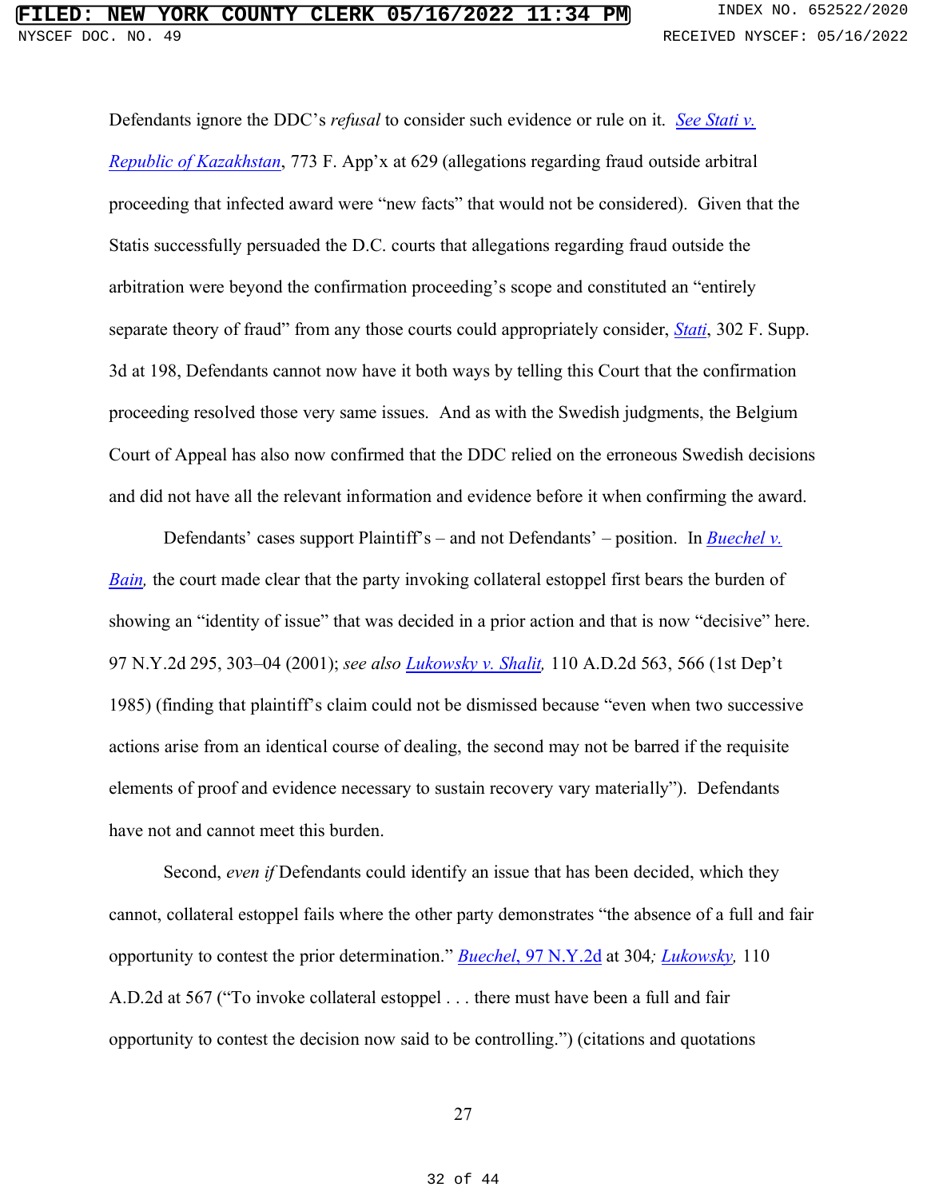Defendants ignore the DDC's *refusal* to consider such evidence or rule on it. *See Stati v. Republic of Kazakhstan*, 773 F. App'x at 629 (allegations regarding fraud outside arbitral proceeding that infected award were "new facts" that would not be considered). Given that the Statis successfully persuaded the D.C. courts that allegations regarding fraud outside the arbitration were beyond the confirmation proceeding's scope and constituted an "entirely separate theory of fraud" from any those courts could appropriately consider, *Stati*, 302 F. Supp. 3d at 198, Defendants cannot now have it both ways by telling this Court that the confirmation proceeding resolved those very same issues. And as with the Swedish judgments, the Belgium Court of Appeal has also now confirmed that the DDC relied on the erroneous Swedish decisions and did not have all the relevant information and evidence before it when confirming the award.

Defendants' cases support Plaintiff's – and not Defendants' – position. In *Buechel v. Bain*, the court made clear that the party invoking collateral estoppel first bears the burden of showing an "identity of issue" that was decided in a prior action and that is now "decisive" here. 97 N.Y.2d 295, 303–04 (2001); *see also Lukowsky v. Shalit*, 110 A.D.2d 563, 566 (1st Dep't 1985) (finding that plaintiff's claim could not be dismissed because "even when two successive actions arise from an identical course of dealing, the second may not be barred if the requisite elements of proof and evidence necessary to sustain recovery vary materially"). Defendants have not and cannot meet this burden.

Second, *even if* Defendants could identify an issue that has been decided, which they cannot, collateral estoppel fails where the other party demonstrates "the absence of a full and fair opportunity to contest the prior determination." *Buechel*, 97 N.Y.2d at 304; *Lukowsky*, 110 A.D.2d at 567 ("To invoke collateral estoppel . . . there must have been a full and fair opportunity to contest the decision now said to be controlling.") (citations and quotations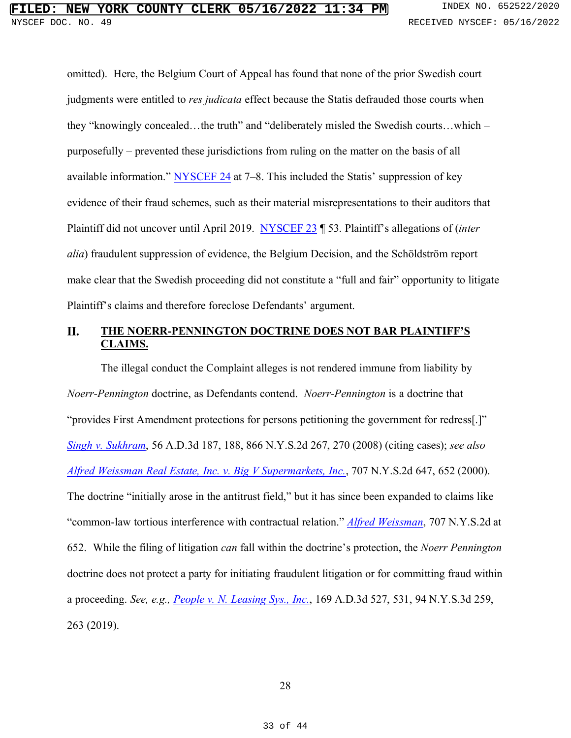omitted). Here, the Belgium Court of Appeal has found that none of the prior Swedish court judgments were entitled to *res judicata* effect because the Statis defrauded those courts when they "knowingly concealed…the truth" and "deliberately misled the Swedish courts…which – purposefully – prevented these jurisdictions from ruling on the matter on the basis of all available information." NYSCEF 24 at 7–8. This included the Statis' suppression of key evidence of their fraud schemes, such as their material misrepresentations to their auditors that Plaintiff did not uncover until April 2019. NYSCEF 23 ¶ 53. Plaintiff's allegations of (*inter alia*) fraudulent suppression of evidence, the Belgium Decision, and the Schöldström report make clear that the Swedish proceeding did not constitute a "full and fair" opportunity to litigate Plaintiff's claims and therefore foreclose Defendants' argument.

## II. THE NOERR-PENNINGTON DOCTRINE DOES NOT BAR PLAINTIFF'S CLAIMS.

The illegal conduct the Complaint alleges is not rendered immune from liability by *Noerr-Pennington* doctrine, as Defendants contend. *Noerr-Pennington* is a doctrine that "provides First Amendment protections for persons petitioning the government for redress[.]" *Singh v. Sukhram*, 56 A.D.3d 187, 188, 866 N.Y.S.2d 267, 270 (2008) (citing cases); *see also Alfred Weissman Real Estate, Inc. v. Big V Supermarkets, Inc.*, 707 N.Y.S.2d 647, 652 (2000). The doctrine "initially arose in the antitrust field," but it has since been expanded to claims like "common-law tortious interference with contractual relation." *Alfred Weissman*, 707 N.Y.S.2d at 652. While the filing of litigation *can* fall within the doctrine's protection, the *Noerr Pennington* doctrine does not protect a party for initiating fraudulent litigation or for committing fraud within a proceeding. *See, e.g., People v. N. Leasing Sys., Inc.*, 169 A.D.3d 527, 531, 94 N.Y.S.3d 259, 263 (2019).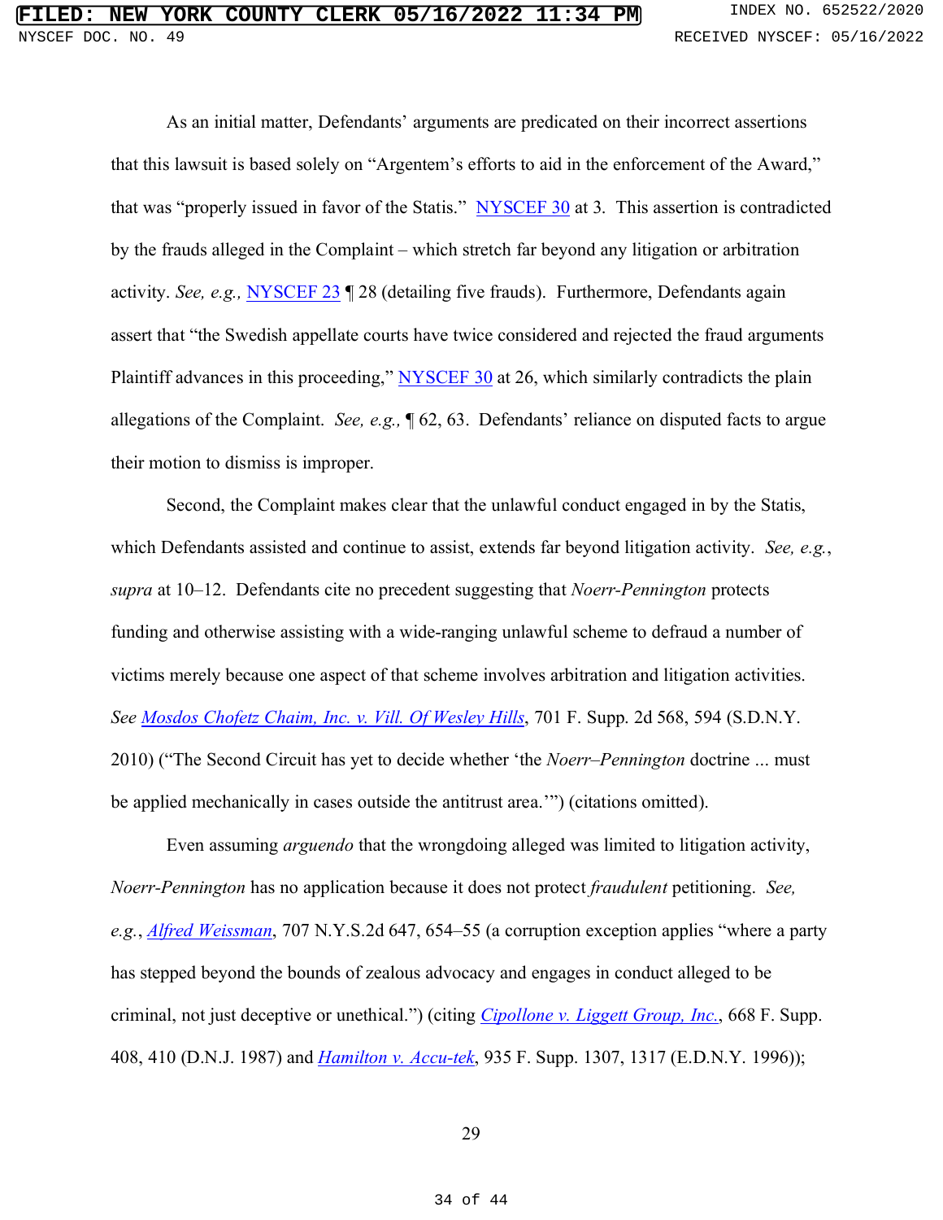As an initial matter, Defendants' arguments are predicated on their incorrect assertions that this lawsuit is based solely on "Argentem's efforts to aid in the enforcement of the Award," that was "properly issued in favor of the Statis." NYSCEF 30 at 3. This assertion is contradicted by the frauds alleged in the Complaint – which stretch far beyond any litigation or arbitration activity. *See, e.g.,* NYSCEF 23 ¶ 28 (detailing five frauds). Furthermore, Defendants again assert that "the Swedish appellate courts have twice considered and rejected the fraud arguments Plaintiff advances in this proceeding," NYSCEF 30 at 26, which similarly contradicts the plain allegations of the Complaint. *See, e.g.,* ¶ 62, 63. Defendants' reliance on disputed facts to argue their motion to dismiss is improper.

Second, the Complaint makes clear that the unlawful conduct engaged in by the Statis, which Defendants assisted and continue to assist, extends far beyond litigation activity. *See, e.g.*, *supra* at 10–12. Defendants cite no precedent suggesting that *Noerr-Pennington* protects funding and otherwise assisting with a wide-ranging unlawful scheme to defraud a number of victims merely because one aspect of that scheme involves arbitration and litigation activities. *See* *Mosdos Chofetz Chaim, Inc. v. Vill. Of Wesley Hills*, 701 F. Supp. 2d 568, 594 (S.D.N.Y. 2010) ("The Second Circuit has yet to decide whether 'the *Noerr–Pennington* doctrine ... must be applied mechanically in cases outside the antitrust area.'") (citations omitted).

Even assuming *arguendo* that the wrongdoing alleged was limited to litigation activity, *Noerr-Pennington* has no application because it does not protect *fraudulent* petitioning. *See, e.g.*, *Alfred Weissman*, 707 N.Y.S.2d 647, 654–55 (a corruption exception applies "where a party has stepped beyond the bounds of zealous advocacy and engages in conduct alleged to be criminal, not just deceptive or unethical.") (citing *Cipollone v. Liggett Group, Inc.*, 668 F. Supp. 408, 410 (D.N.J. 1987) and *Hamilton v. Accu-tek*, 935 F. Supp. 1307, 1317 (E.D.N.Y. 1996));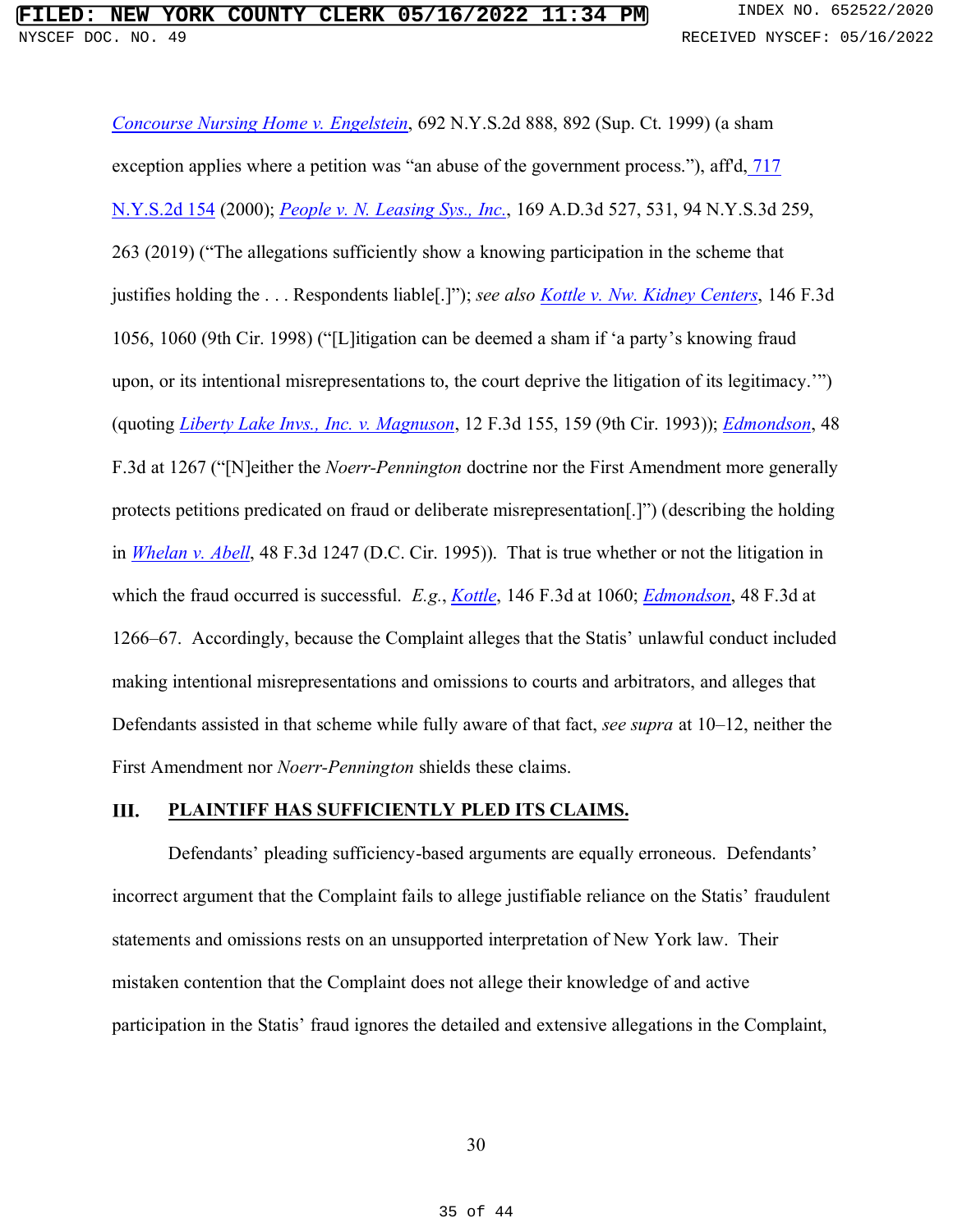*Concourse Nursing Home v. Engelstein*, 692 N.Y.S.2d 888, 892 (Sup. Ct. 1999) (a sham exception applies where a petition was "an abuse of the government process."), aff'd, 717 N.Y.S.2d 154 (2000); *People v. N. Leasing Sys., Inc.*, 169 A.D.3d 527, 531, 94 N.Y.S.3d 259, 263 (2019) ("The allegations sufficiently show a knowing participation in the scheme that justifies holding the . . . Respondents liable[.]"); *see also Kottle v. Nw. Kidney Centers*, 146 F.3d 1056, 1060 (9th Cir. 1998) ("[L]itigation can be deemed a sham if 'a party's knowing fraud upon, or its intentional misrepresentations to, the court deprive the litigation of its legitimacy.'") (quoting *Liberty Lake Invs., Inc. v. Magnuson*, 12 F.3d 155, 159 (9th Cir. 1993)); *Edmondson*, 48 F.3d at 1267 ("[N]either the *Noerr-Pennington* doctrine nor the First Amendment more generally protects petitions predicated on fraud or deliberate misrepresentation[.]") (describing the holding in *Whelan v. Abell*, 48 F.3d 1247 (D.C. Cir. 1995)). That is true whether or not the litigation in which the fraud occurred is successful. *E.g.*, *Kottle*, 146 F.3d at 1060; *Edmondson*, 48 F.3d at 1266–67. Accordingly, because the Complaint alleges that the Statis' unlawful conduct included making intentional misrepresentations and omissions to courts and arbitrators, and alleges that Defendants assisted in that scheme while fully aware of that fact, *see supra* at 10–12, neither the First Amendment nor *Noerr-Pennington* shields these claims.

## III. PLAINTIFF HAS SUFFICIENTLY PLED ITS CLAIMS.

Defendants' pleading sufficiency-based arguments are equally erroneous. Defendants' incorrect argument that the Complaint fails to allege justifiable reliance on the Statis' fraudulent statements and omissions rests on an unsupported interpretation of New York law. Their mistaken contention that the Complaint does not allege their knowledge of and active participation in the Statis' fraud ignores the detailed and extensive allegations in the Complaint,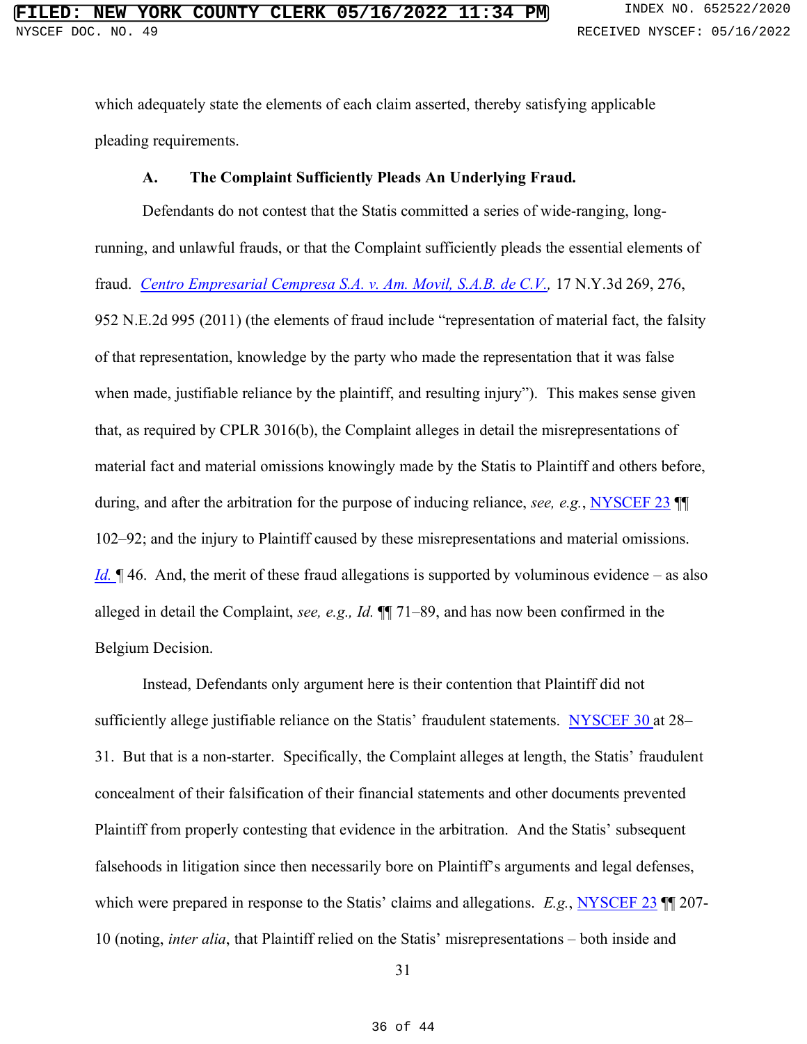which adequately state the elements of each claim asserted, thereby satisfying applicable pleading requirements.

### A. The Complaint Sufficiently Pleads An Underlying Fraud.

Defendants do not contest that the Statis committed a series of wide-ranging, long-running, and unlawful frauds, or that the Complaint sufficiently pleads the essential elements of fraud. *Centro Empresarial Cempresa S.A. v. Am. Movil, S.A.B. de C.V.*, 17 N.Y.3d 269, 276, 952 N.E.2d 995 (2011) (the elements of fraud include "representation of material fact, the falsity of that representation, knowledge by the party who made the representation that it was false when made, justifiable reliance by the plaintiff, and resulting injury"). This makes sense given that, as required by CPLR 3016(b), the Complaint alleges in detail the misrepresentations of material fact and material omissions knowingly made by the Statis to Plaintiff and others before, during, and after the arbitration for the purpose of inducing reliance, *see, e.g.*, NYSCEF 23 ¶¶ 102–92; and the injury to Plaintiff caused by these misrepresentations and material omissions. *Id.* ¶ 46. And, the merit of these fraud allegations is supported by voluminous evidence – as also alleged in detail the Complaint, *see, e.g., Id.* ¶¶ 71–89, and has now been confirmed in the Belgium Decision.

Instead, Defendants only argument here is their contention that Plaintiff did not sufficiently allege justifiable reliance on the Statis' fraudulent statements. NYSCEF 30 at 28–31. But that is a non-starter. Specifically, the Complaint alleges at length, the Statis' fraudulent concealment of their falsification of their financial statements and other documents prevented Plaintiff from properly contesting that evidence in the arbitration. And the Statis' subsequent falsehoods in litigation since then necessarily bore on Plaintiff's arguments and legal defenses, which were prepared in response to the Statis' claims and allegations. *E.g.*, NYSCEF 23 ¶¶ 207-10 (noting, *inter alia*, that Plaintiff relied on the Statis' misrepresentations – both inside and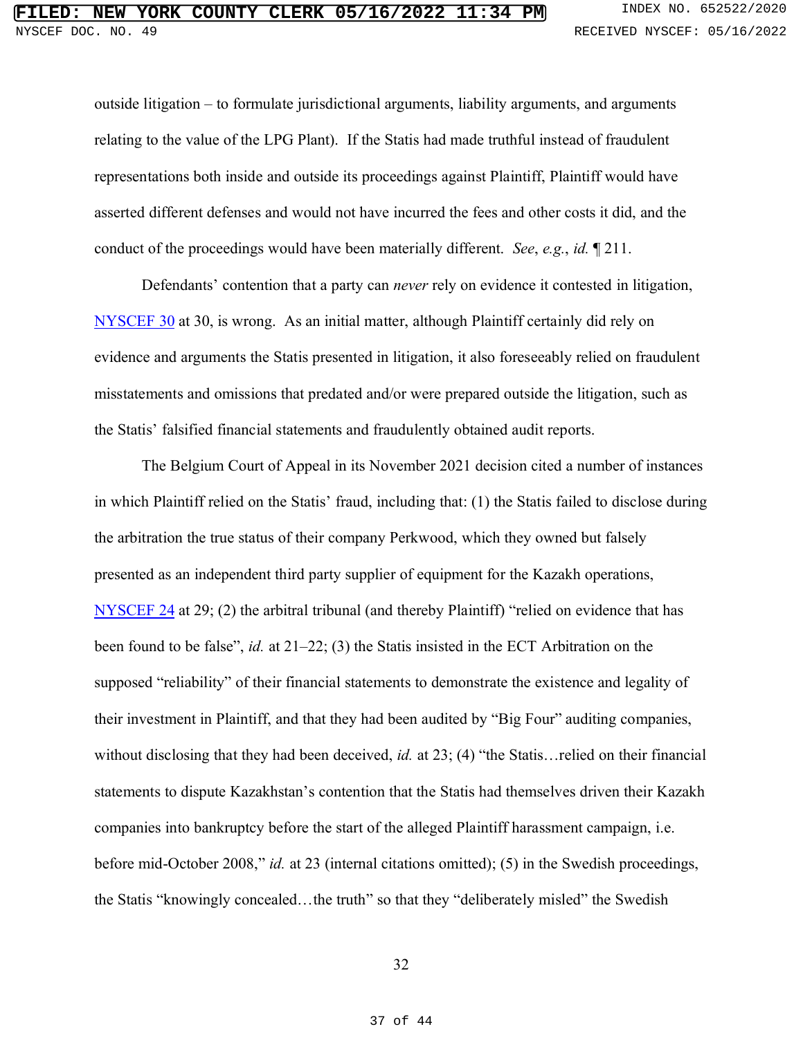outside litigation – to formulate jurisdictional arguments, liability arguments, and arguments relating to the value of the LPG Plant). If the Statis had made truthful instead of fraudulent representations both inside and outside its proceedings against Plaintiff, Plaintiff would have asserted different defenses and would not have incurred the fees and other costs it did, and the conduct of the proceedings would have been materially different. *See*, *e.g.*, *id.* ¶ 211.

Defendants' contention that a party can *never* rely on evidence it contested in litigation, NYSCEF 30 at 30, is wrong. As an initial matter, although Plaintiff certainly did rely on evidence and arguments the Statis presented in litigation, it also foreseeably relied on fraudulent misstatements and omissions that predated and/or were prepared outside the litigation, such as the Statis' falsified financial statements and fraudulently obtained audit reports.

The Belgium Court of Appeal in its November 2021 decision cited a number of instances in which Plaintiff relied on the Statis' fraud, including that: (1) the Statis failed to disclose during the arbitration the true status of their company Perkwood, which they owned but falsely presented as an independent third party supplier of equipment for the Kazakh operations, NYSCEF 24 at 29; (2) the arbitral tribunal (and thereby Plaintiff) "relied on evidence that has been found to be false", *id.* at 21–22; (3) the Statis insisted in the ECT Arbitration on the supposed "reliability" of their financial statements to demonstrate the existence and legality of their investment in Plaintiff, and that they had been audited by "Big Four" auditing companies, without disclosing that they had been deceived, *id.* at 23; (4) "the Statis…relied on their financial statements to dispute Kazakhstan's contention that the Statis had themselves driven their Kazakh companies into bankruptcy before the start of the alleged Plaintiff harassment campaign, i.e. before mid-October 2008," *id.* at 23 (internal citations omitted); (5) in the Swedish proceedings, the Statis "knowingly concealed…the truth" so that they "deliberately misled" the Swedish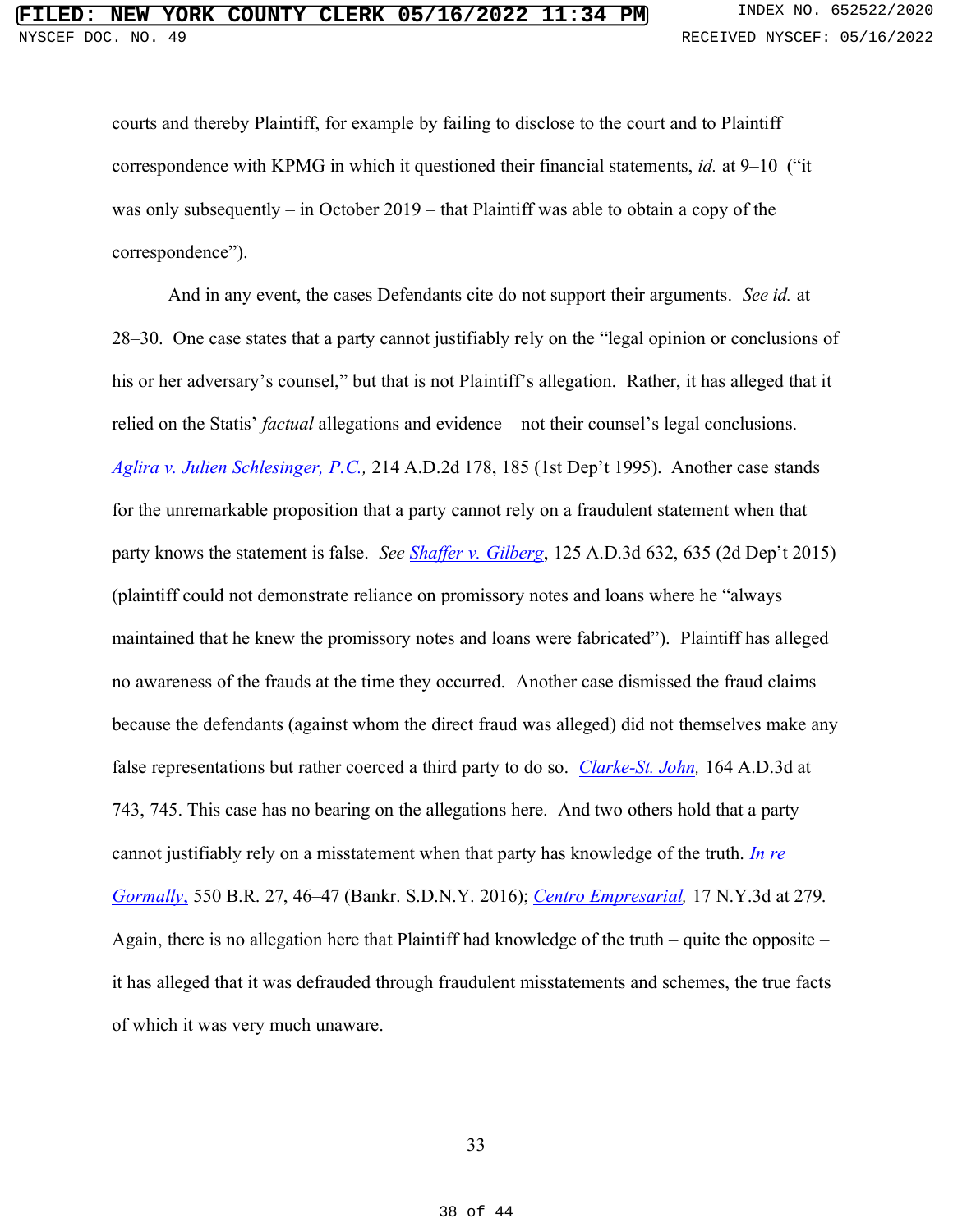courts and thereby Plaintiff, for example by failing to disclose to the court and to Plaintiff correspondence with KPMG in which it questioned their financial statements, *id.* at 9–10 ("it was only subsequently – in October 2019 – that Plaintiff was able to obtain a copy of the correspondence").

And in any event, the cases Defendants cite do not support their arguments. *See id.* at 28–30. One case states that a party cannot justifiably rely on the "legal opinion or conclusions of his or her adversary's counsel," but that is not Plaintiff's allegation. Rather, it has alleged that it relied on the Statis' *factual* allegations and evidence – not their counsel's legal conclusions. *Aglira v. Julien Schlesinger, P.C.*, 214 A.D.2d 178, 185 (1st Dep't 1995). Another case stands for the unremarkable proposition that a party cannot rely on a fraudulent statement when that party knows the statement is false. *See* *Shaffer v. Gilberg*, 125 A.D.3d 632, 635 (2d Dep't 2015) (plaintiff could not demonstrate reliance on promissory notes and loans where he "always maintained that he knew the promissory notes and loans were fabricated"). Plaintiff has alleged no awareness of the frauds at the time they occurred. Another case dismissed the fraud claims because the defendants (against whom the direct fraud was alleged) did not themselves make any false representations but rather coerced a third party to do so. *Clarke-St. John*, 164 A.D.3d at 743, 745. This case has no bearing on the allegations here. And two others hold that a party cannot justifiably rely on a misstatement when that party has knowledge of the truth. *In re Gormally*, 550 B.R. 27, 46–47 (Bankr. S.D.N.Y. 2016); *Centro Empresarial*, 17 N.Y.3d at 279. Again, there is no allegation here that Plaintiff had knowledge of the truth – quite the opposite – it has alleged that it was defrauded through fraudulent misstatements and schemes, the true facts of which it was very much unaware.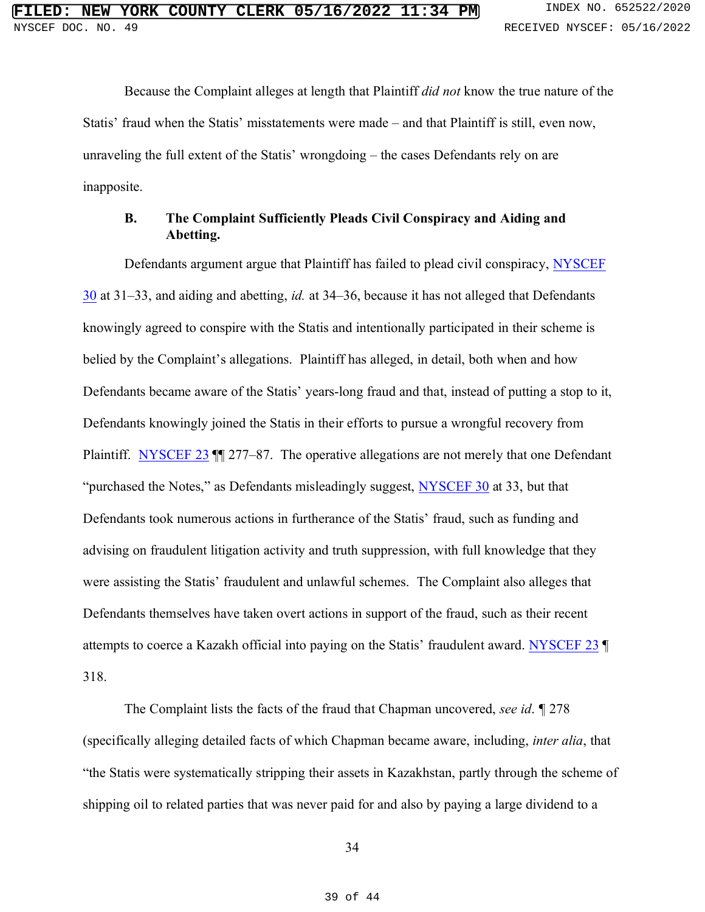Because the Complaint alleges at length that Plaintiff *did not* know the true nature of the Statis' fraud when the Statis' misstatements were made – and that Plaintiff is still, even now, unraveling the full extent of the Statis' wrongdoing – the cases Defendants rely on are inapposite.

### B. The Complaint Sufficiently Pleads Civil Conspiracy and Aiding and Abetting.

Defendants argument argue that Plaintiff has failed to plead civil conspiracy, NYSCEF 30 at 31–33, and aiding and abetting, *id.* at 34–36, because it has not alleged that Defendants knowingly agreed to conspire with the Statis and intentionally participated in their scheme is belied by the Complaint's allegations. Plaintiff has alleged, in detail, both when and how Defendants became aware of the Statis' years-long fraud and that, instead of putting a stop to it, Defendants knowingly joined the Statis in their efforts to pursue a wrongful recovery from Plaintiff. NYSCEF 23 ¶¶ 277–87. The operative allegations are not merely that one Defendant "purchased the Notes," as Defendants misleadingly suggest, NYSCEF 30 at 33, but that Defendants took numerous actions in furtherance of the Statis' fraud, such as funding and advising on fraudulent litigation activity and truth suppression, with full knowledge that they were assisting the Statis' fraudulent and unlawful schemes. The Complaint also alleges that Defendants themselves have taken overt actions in support of the fraud, such as their recent attempts to coerce a Kazakh official into paying on the Statis' fraudulent award. NYSCEF 23 ¶ 318.

The Complaint lists the facts of the fraud that Chapman uncovered, *see id*. ¶ 278 (specifically alleging detailed facts of which Chapman became aware, including, *inter alia*, that "the Statis were systematically stripping their assets in Kazakhstan, partly through the scheme of shipping oil to related parties that was never paid for and also by paying a large dividend to a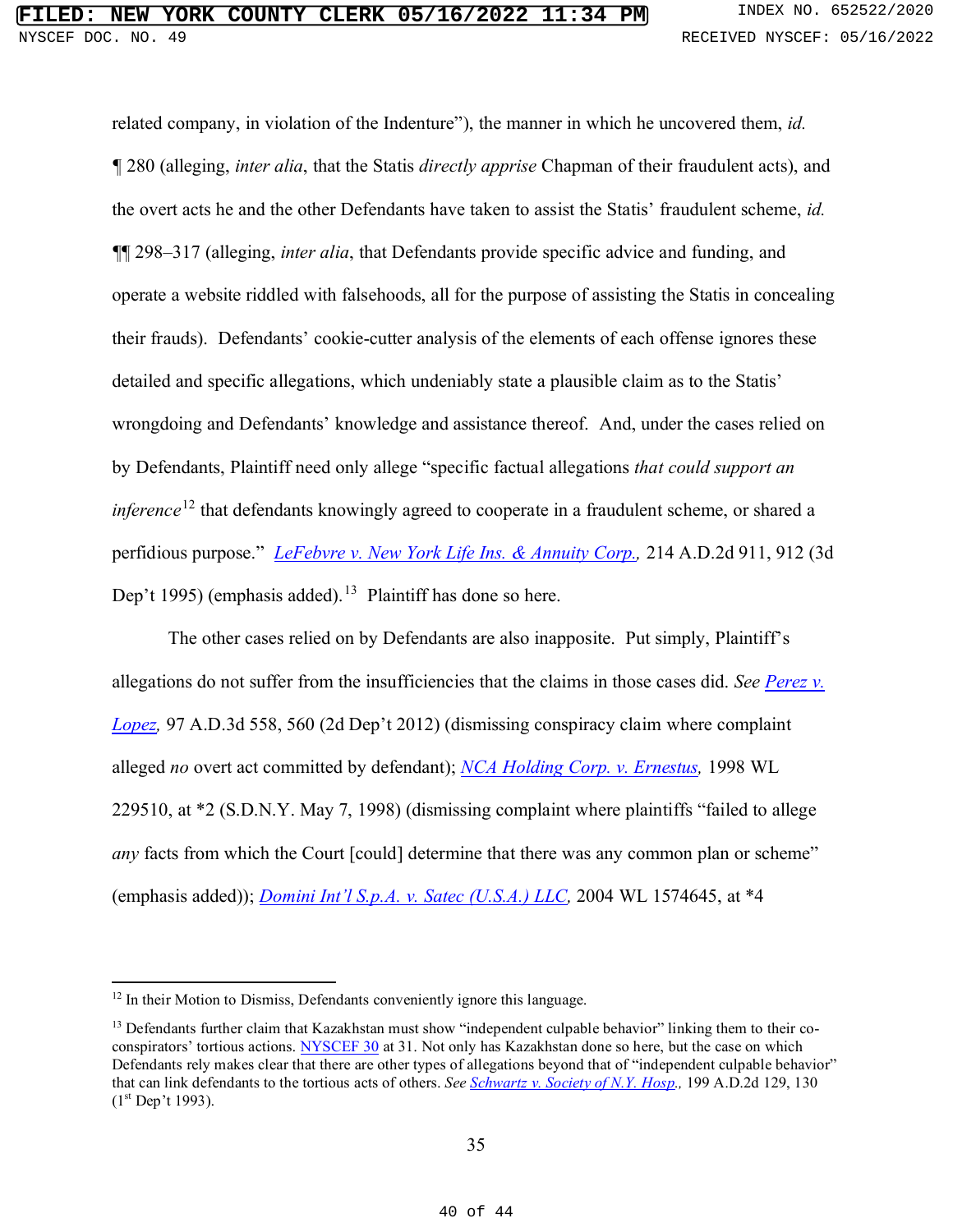related company, in violation of the Indenture"), the manner in which he uncovered them, *id.* ¶ 280 (alleging, *inter alia*, that the Statis *directly apprise* Chapman of their fraudulent acts), and the overt acts he and the other Defendants have taken to assist the Statis' fraudulent scheme, *id.* ¶¶ 298–317 (alleging, *inter alia*, that Defendants provide specific advice and funding, and operate a website riddled with falsehoods, all for the purpose of assisting the Statis in concealing their frauds). Defendants' cookie-cutter analysis of the elements of each offense ignores these detailed and specific allegations, which undeniably state a plausible claim as to the Statis' wrongdoing and Defendants' knowledge and assistance thereof. And, under the cases relied on by Defendants, Plaintiff need only allege "specific factual allegations *that could support an inference*[12] that defendants knowingly agreed to cooperate in a fraudulent scheme, or shared a perfidious purpose." *LeFebvre v. New York Life Ins. & Annuity Corp.*, 214 A.D.2d 911, 912 (3d Dep't 1995) (emphasis added).[13] Plaintiff has done so here.

The other cases relied on by Defendants are also inapposite. Put simply, Plaintiff's allegations do not suffer from the insufficiencies that the claims in those cases did. *See Perez v. Lopez*, 97 A.D.3d 558, 560 (2d Dep't 2012) (dismissing conspiracy claim where complaint alleged *no* overt act committed by defendant); *NCA Holding Corp. v. Ernestus*, 1998 WL 229510, at *2 (S.D.N.Y. May 7, 1998) (dismissing complaint where plaintiffs "failed to allege *any* facts from which the Court [could] determine that there was any common plan or scheme" (emphasis added)); *Domini Int'l S.p.A. v. Satec (U.S.A.) LLC*, 2004 WL 1574645, at *4

---

[12] In their Motion to Dismiss, Defendants conveniently ignore this language.

[13] Defendants further claim that Kazakhstan must show "independent culpable behavior" linking them to their co-conspirators' tortious actions. NYSCEF 30 at 31. Not only has Kazakhstan done so here, but the case on which Defendants rely makes clear that there are other types of allegations beyond that of "independent culpable behavior" that can link defendants to the tortious acts of others. *See Schwartz v. Society of N.Y. Hosp.*, 199 A.D.2d 129, 130 (1st Dep't 1993).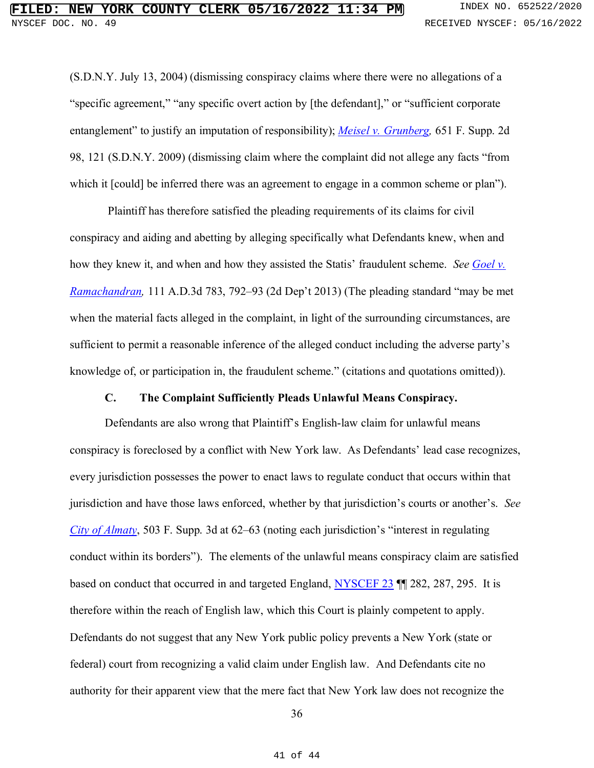(S.D.N.Y. July 13, 2004) (dismissing conspiracy claims where there were no allegations of a "specific agreement," "any specific overt action by [the defendant]," or "sufficient corporate entanglement" to justify an imputation of responsibility); *Meisel v. Grunberg*, 651 F. Supp. 2d 98, 121 (S.D.N.Y. 2009) (dismissing claim where the complaint did not allege any facts "from which it [could] be inferred there was an agreement to engage in a common scheme or plan").

Plaintiff has therefore satisfied the pleading requirements of its claims for civil conspiracy and aiding and abetting by alleging specifically what Defendants knew, when and how they knew it, and when and how they assisted the Statis' fraudulent scheme. *See Goel v. Ramachandran*, 111 A.D.3d 783, 792–93 (2d Dep't 2013) (The pleading standard "may be met when the material facts alleged in the complaint, in light of the surrounding circumstances, are sufficient to permit a reasonable inference of the alleged conduct including the adverse party's knowledge of, or participation in, the fraudulent scheme." (citations and quotations omitted)).

### C. The Complaint Sufficiently Pleads Unlawful Means Conspiracy.

Defendants are also wrong that Plaintiff's English-law claim for unlawful means conspiracy is foreclosed by a conflict with New York law. As Defendants' lead case recognizes, every jurisdiction possesses the power to enact laws to regulate conduct that occurs within that jurisdiction and have those laws enforced, whether by that jurisdiction's courts or another's. *See City of Almaty*, 503 F. Supp. 3d at 62–63 (noting each jurisdiction's "interest in regulating conduct within its borders"). The elements of the unlawful means conspiracy claim are satisfied based on conduct that occurred in and targeted England, NYSCEF 23 ¶¶ 282, 287, 295. It is therefore within the reach of English law, which this Court is plainly competent to apply. Defendants do not suggest that any New York public policy prevents a New York (state or federal) court from recognizing a valid claim under English law. And Defendants cite no authority for their apparent view that the mere fact that New York law does not recognize the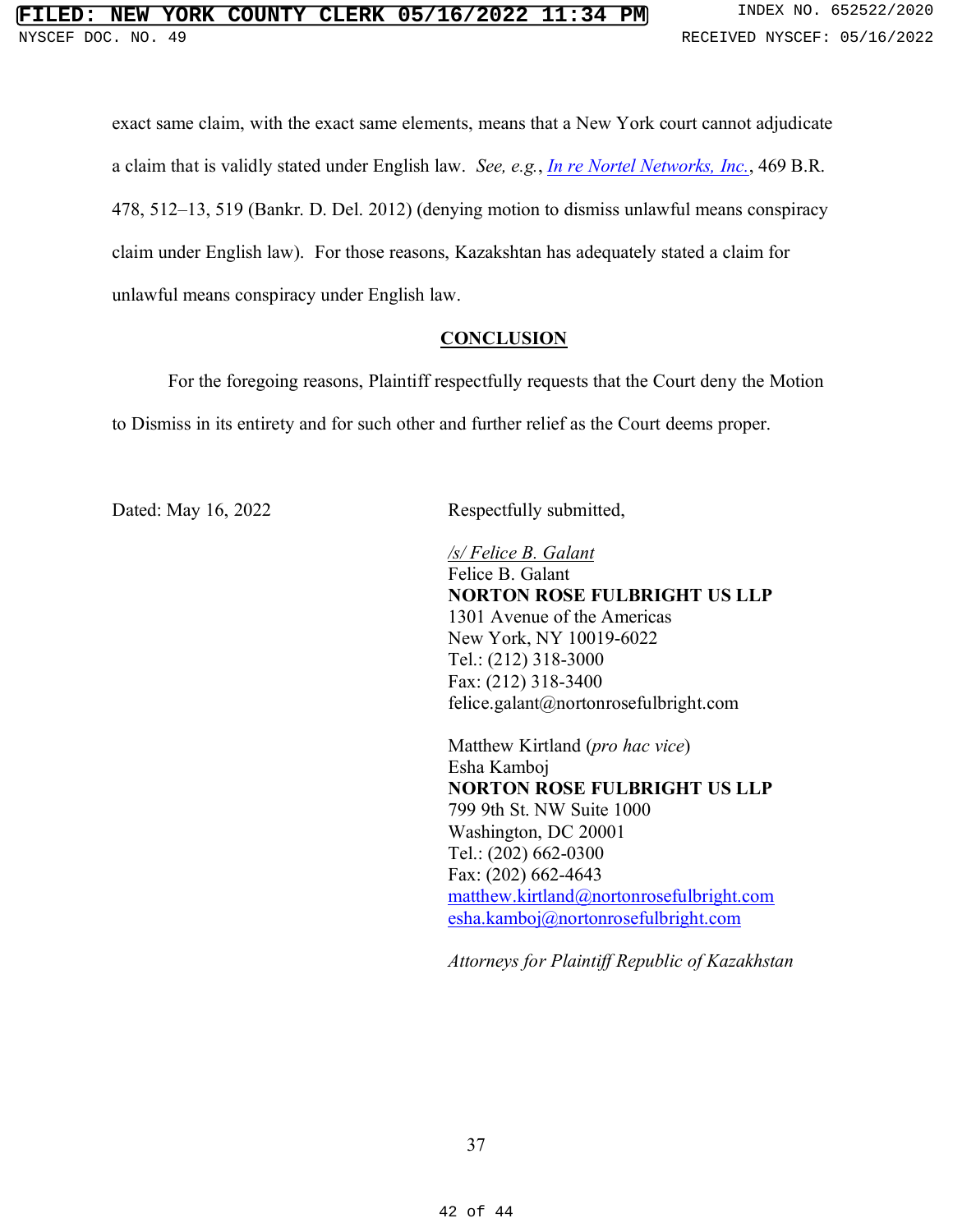exact same claim, with the exact same elements, means that a New York court cannot adjudicate a claim that is validly stated under English law. *See, e.g.*, *In re Nortel Networks, Inc.*, 469 B.R. 478, 512–13, 519 (Bankr. D. Del. 2012) (denying motion to dismiss unlawful means conspiracy claim under English law). For those reasons, Kazakhstan has adequately stated a claim for unlawful means conspiracy under English law.

## CONCLUSION

For the foregoing reasons, Plaintiff respectfully requests that the Court deny the Motion to Dismiss in its entirety and for such other and further relief as the Court deems proper.

Dated: May 16, 2022

Respectfully submitted,

*/s/ Felice B. Galant*
Felice B. Galant
**NORTON ROSE FULBRIGHT US LLP**
1301 Avenue of the Americas
New York, NY 10019-6022
Tel.: (212) 318-3000
Fax: (212) 318-3400
felice.galant@nortonrosefulbright.com

Matthew Kirtland (*pro hac vice*)
Esha Kamboj
**NORTON ROSE FULBRIGHT US LLP**
799 9th St. NW Suite 1000
Washington, DC 20001
Tel.: (202) 662-0300
Fax: (202) 662-4643
matthew.kirtland@nortonrosefulbright.com
esha.kamboj@nortonrosefulbright.com

*Attorneys for Plaintiff Republic of Kazakhstan*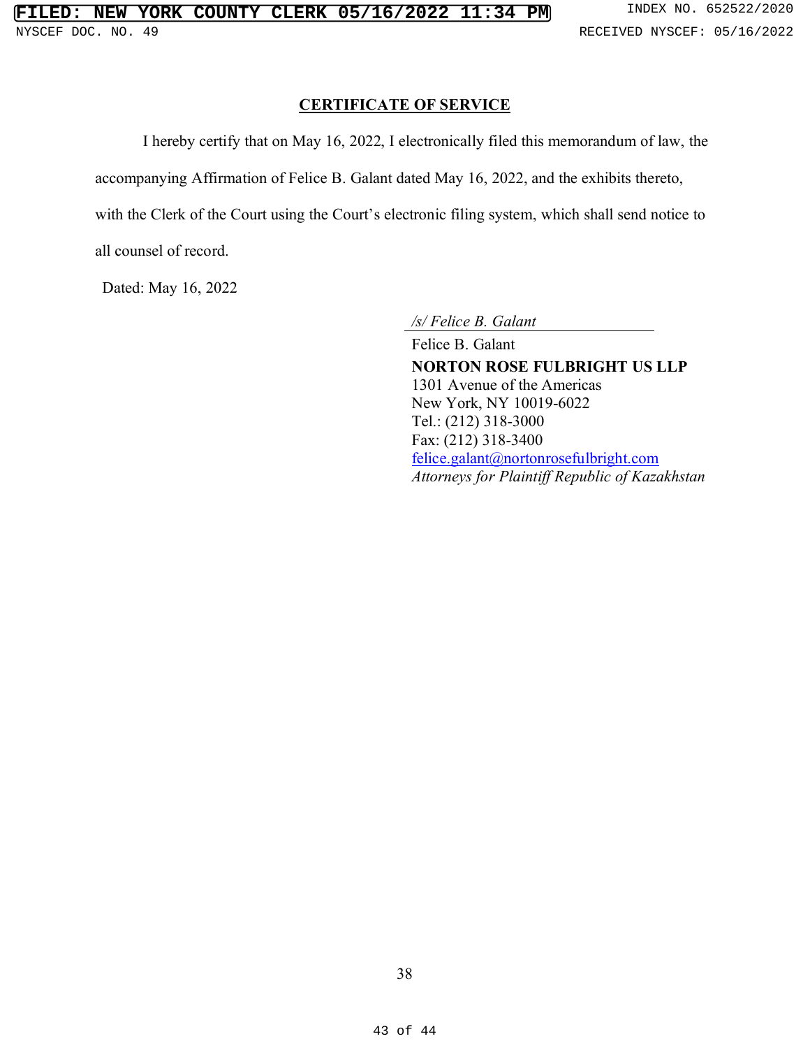## CERTIFICATE OF SERVICE

I hereby certify that on May 16, 2022, I electronically filed this memorandum of law, the accompanying Affirmation of Felice B. Galant dated May 16, 2022, and the exhibits thereto, with the Clerk of the Court using the Court's electronic filing system, which shall send notice to all counsel of record.

Dated: May 16, 2022

*/s/ Felice B. Galant*

Felice B. Galant
**NORTON ROSE FULBRIGHT US LLP**
1301 Avenue of the Americas
New York, NY 10019-6022
Tel.: (212) 318-3000
Fax: (212) 318-3400
felice.galant@nortonrosefulbright.com
*Attorneys for Plaintiff Republic of Kazakhstan*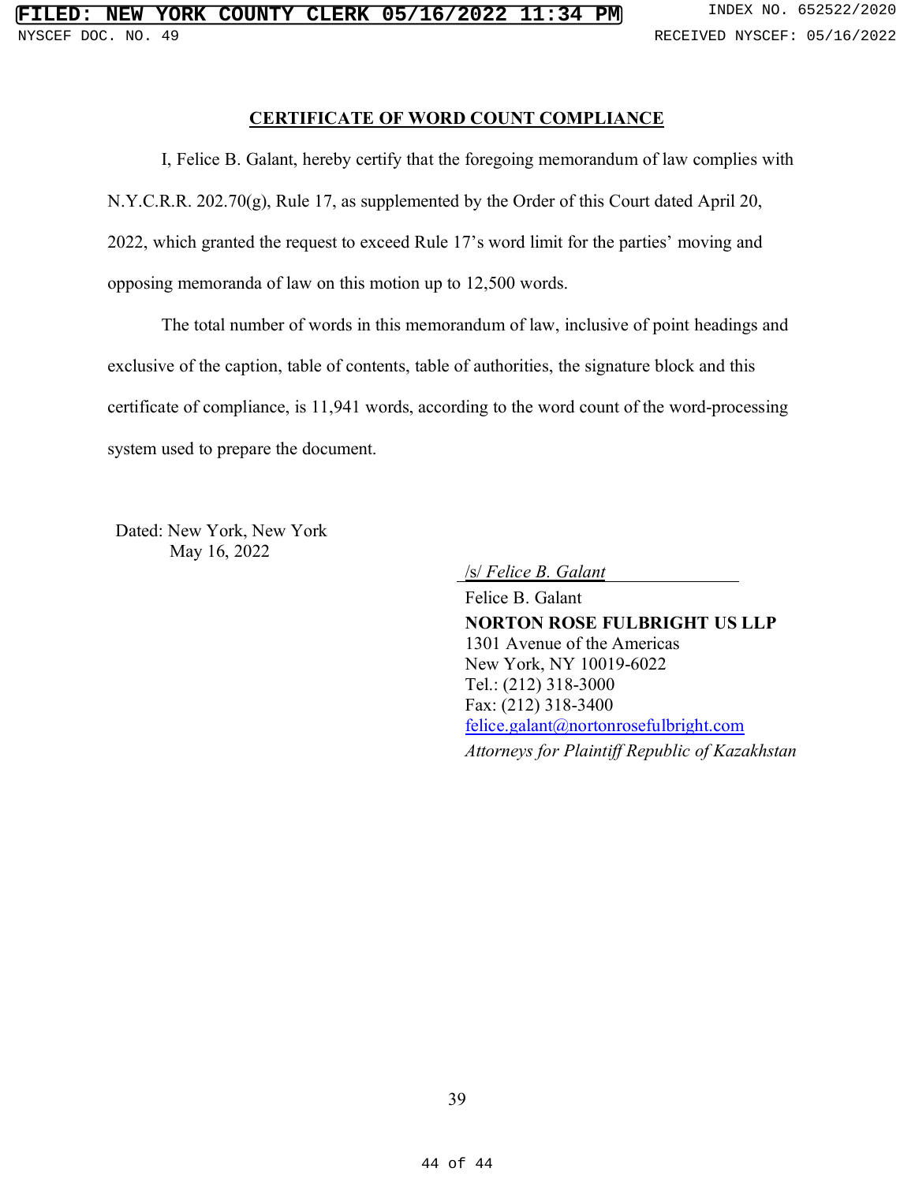## CERTIFICATE OF WORD COUNT COMPLIANCE

I, Felice B. Galant, hereby certify that the foregoing memorandum of law complies with N.Y.C.R.R. 202.70(g), Rule 17, as supplemented by the Order of this Court dated April 20, 2022, which granted the request to exceed Rule 17's word limit for the parties' moving and opposing memoranda of law on this motion up to 12,500 words.

The total number of words in this memorandum of law, inclusive of point headings and exclusive of the caption, table of contents, table of authorities, the signature block and this certificate of compliance, is 11,941 words, according to the word count of the word-processing system used to prepare the document.

Dated: New York, New York
May 16, 2022

/s/ *Felice B. Galant*
Felice B. Galant
**NORTON ROSE FULBRIGHT US LLP**
1301 Avenue of the Americas
New York, NY 10019-6022
Tel.: (212) 318-3000
Fax: (212) 318-3400
felice.galant@nortonrosefulbright.com
*Attorneys for Plaintiff Republic of Kazakhstan*